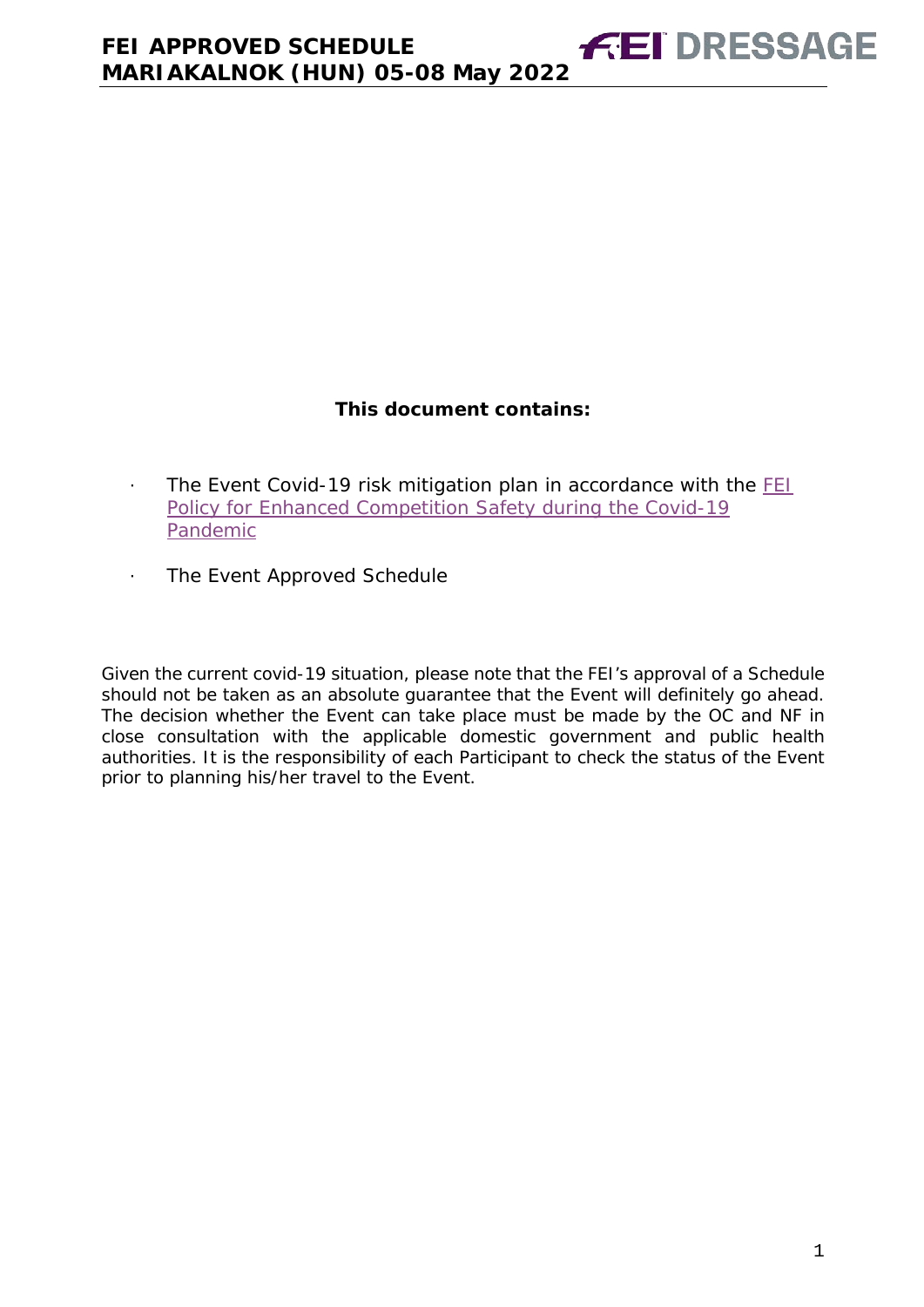**This document contains:**

- The Event Covid-19 risk mitigation plan in accordance with the [FEI Policy for Enhanced Competition Safety during the Covid-19 Pandemic]
- The Event Approved Schedule

Given the current covid-19 situation, please note that the FEI's approval of a Schedule should not be taken as an absolute guarantee that the Event will definitely go ahead. The decision whether the Event can take place must be made by the OC and NF in close consultation with the applicable domestic government and public health authorities. It is the responsibility of each Participant to check the status of the Event prior to planning his/her travel to the Event.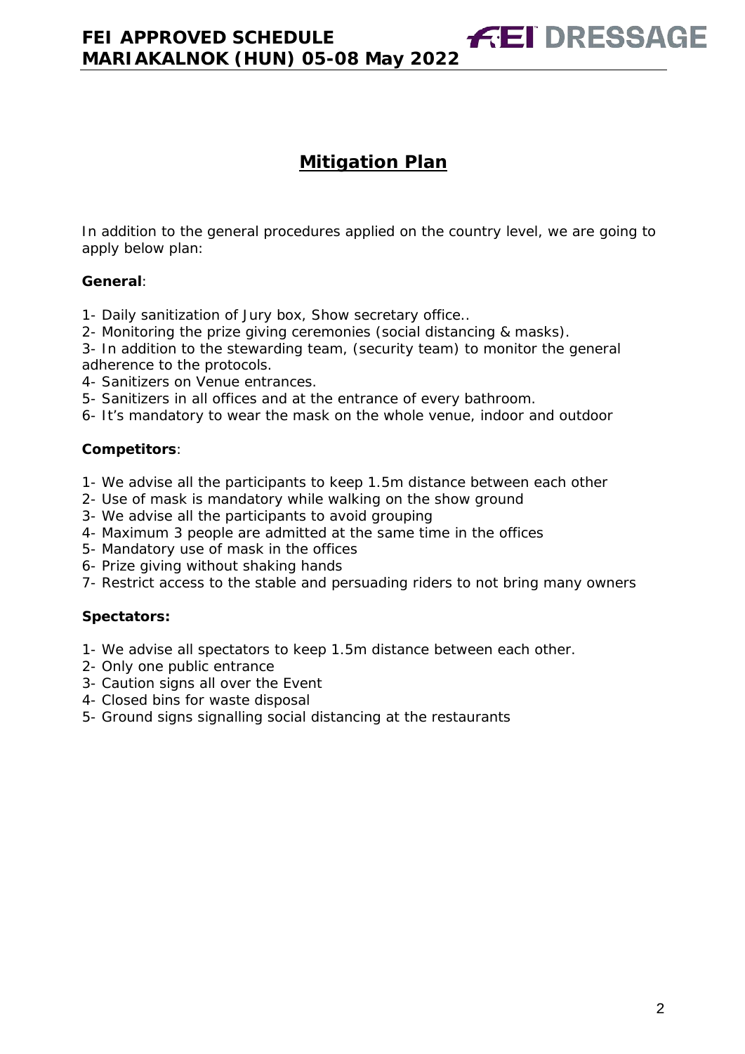## Mitigation Plan

In addition to the general procedures applied on the country level, we are going to apply below plan:

**General**:

1- Daily sanitization of Jury box, Show secretary office..
2- Monitoring the prize giving ceremonies (social distancing & masks).
3- In addition to the stewarding team, (security team) to monitor the general adherence to the protocols.
4- Sanitizers on Venue entrances.
5- Sanitizers in all offices and at the entrance of every bathroom.
6- It's mandatory to wear the mask on the whole venue, indoor and outdoor

**Competitors**:

1- We advise all the participants to keep 1.5m distance between each other
2- Use of mask is mandatory while walking on the show ground
3- We advise all the participants to avoid grouping
4- Maximum 3 people are admitted at the same time in the offices
5- Mandatory use of mask in the offices
6- Prize giving without shaking hands
7- Restrict access to the stable and persuading riders to not bring many owners

**Spectators:**

1- We advise all spectators to keep 1.5m distance between each other.
2- Only one public entrance
3- Caution signs all over the Event
4- Closed bins for waste disposal
5- Ground signs signalling social distancing at the restaurants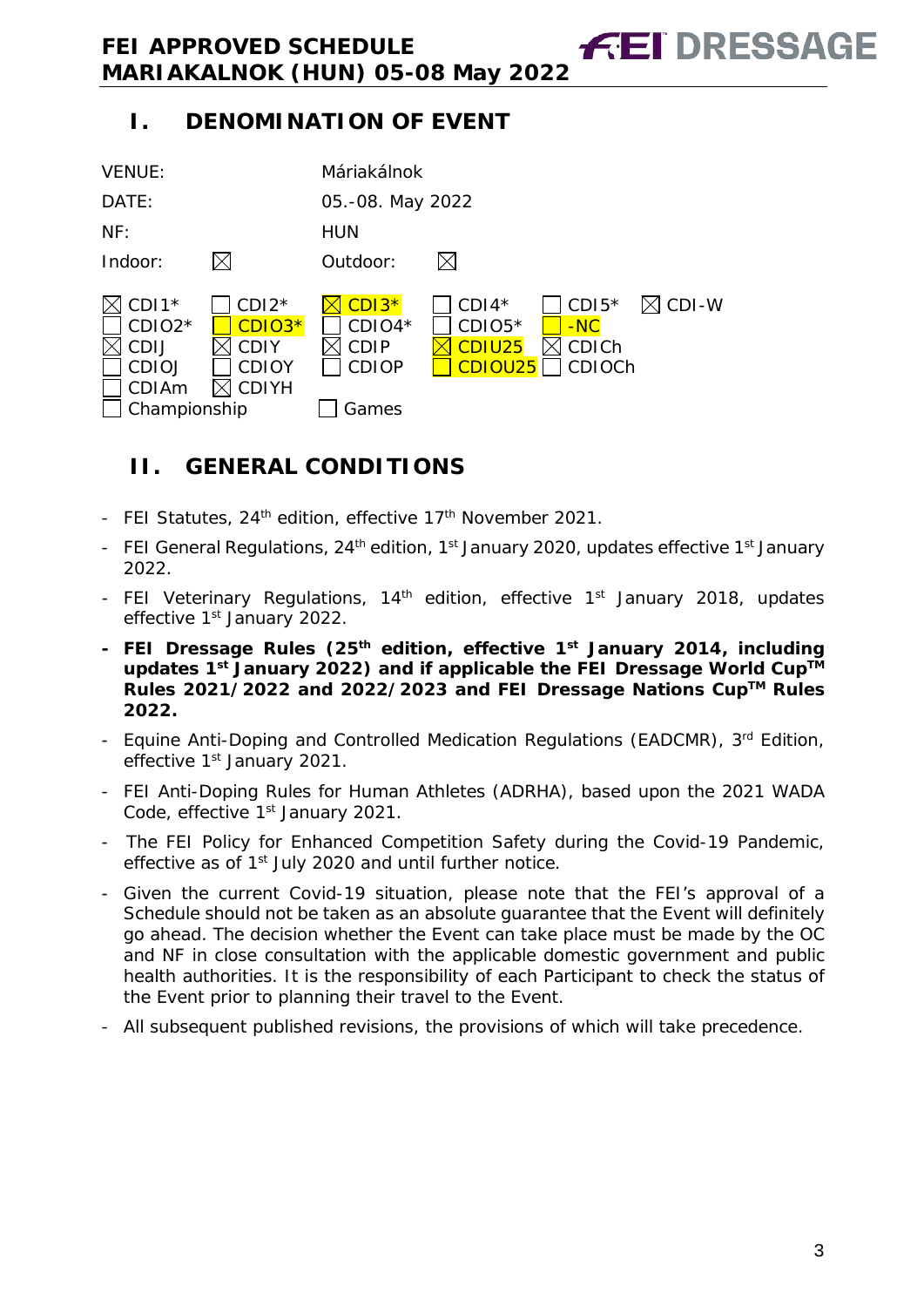## I. DENOMINATION OF EVENT

| | | | |
|---|---|---|---|
| VENUE: | | Máriakálnok | |
| DATE: | | 05.-08. May 2022 | |
| NF: | | HUN | |
| Indoor: | ☒ | Outdoor: | ☒ |

| | | | | | |
|---|---|---|---|---|---|
| ☒ CDI1* | ☐ CDI2* | ☒ CDI3* | ☐ CDI4* | ☐ CDI5* | ☒ CDI-W |
| ☐ CDIO2* | ☐ CDIO3* | ☐ CDIO4* | ☐ CDIO5* | ☐ -NC | |
| ☒ CDIJ | ☒ CDIY | ☒ CDIP | ☒ CDIU25 | ☒ CDICh | |
| ☐ CDIOJ | ☐ CDIOY | ☐ CDIOP | ☐ CDIOU25 | ☐ CDIOCh | |
| ☐ CDIAm | ☒ CDIYH | | | | |
| ☐ Championship | | ☐ Games | | | |

## II. GENERAL CONDITIONS

- FEI Statutes, 24th edition, effective 17th November 2021.
- FEI General Regulations, 24th edition, 1st January 2020, updates effective 1st January 2022.
- FEI Veterinary Regulations, 14th edition, effective 1st January 2018, updates effective 1st January 2022.
- **FEI Dressage Rules (25th edition, effective 1st January 2014, including updates 1st January 2022) and if applicable the FEI Dressage World Cup™ Rules 2021/2022 and 2022/2023 and FEI Dressage Nations Cup™ Rules 2022.**
- Equine Anti-Doping and Controlled Medication Regulations (EADCMR), 3rd Edition, effective 1st January 2021.
- FEI Anti-Doping Rules for Human Athletes (ADRHA), based upon the 2021 WADA Code, effective 1st January 2021.
- The FEI Policy for Enhanced Competition Safety during the Covid-19 Pandemic, effective as of 1st July 2020 and until further notice.
- Given the current Covid-19 situation, please note that the FEI's approval of a Schedule should not be taken as an absolute guarantee that the Event will definitely go ahead. The decision whether the Event can take place must be made by the OC and NF in close consultation with the applicable domestic government and public health authorities. It is the responsibility of each Participant to check the status of the Event prior to planning their travel to the Event.
- All subsequent published revisions, the provisions of which will take precedence.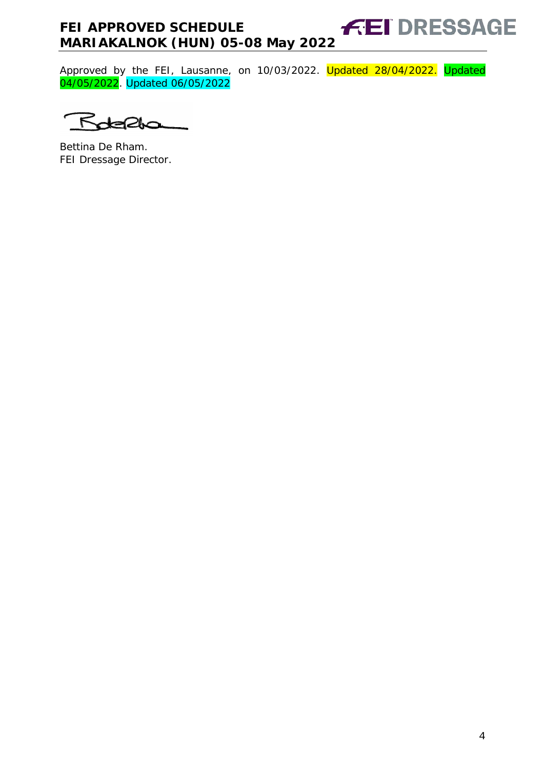Approved by the FEI, Lausanne, on 10/03/2022. Updated 28/04/2022. Updated 04/05/2022. Updated 06/05/2022

Bettina De Rham.
FEI Dressage Director.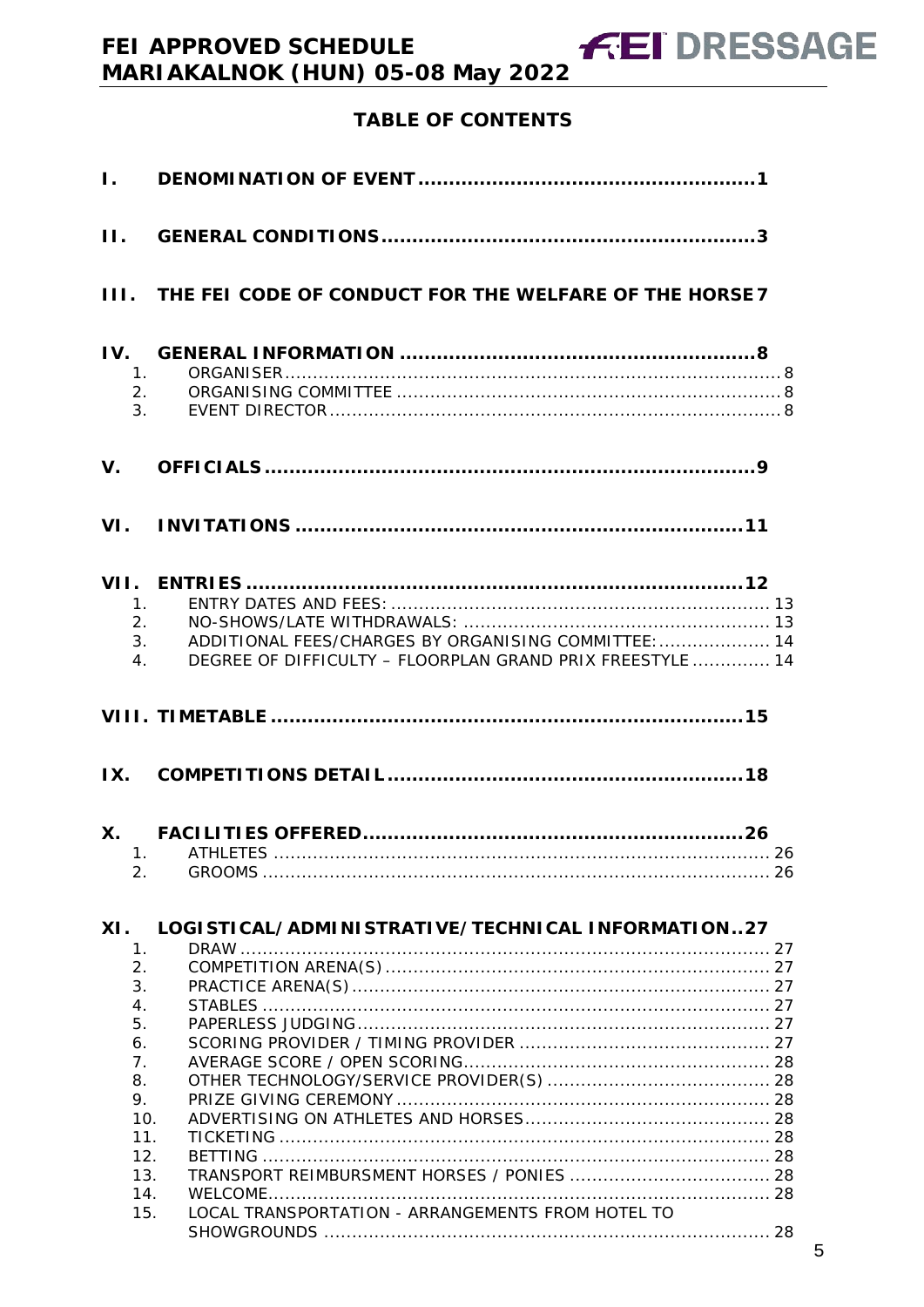# TABLE OF CONTENTS

**I. DENOMINATION OF EVENT ....................................................1**

**II. GENERAL CONDITIONS ..........................................................3**

**III. THE FEI CODE OF CONDUCT FOR THE WELFARE OF THE HORSE 7**

**IV. GENERAL INFORMATION ......................................................8**

1. ORGANISER ..................................................................................... 8
2. ORGANISING COMMITTEE ................................................................. 8
3. EVENT DIRECTOR ............................................................................. 8

**V. OFFICIALS ...........................................................................9**

**VI. INVITATIONS .....................................................................11**

**VII. ENTRIES ............................................................................12**

1. ENTRY DATES AND FEES: ................................................................. 13
2. NO-SHOWS/LATE WITHDRAWALS: ..................................................... 13
3. ADDITIONAL FEES/CHARGES BY ORGANISING COMMITTEE: .................... 14
4. DEGREE OF DIFFICULTY – FLOORPLAN GRAND PRIX FREESTYLE ............. 14

**VIII. TIMETABLE .......................................................................15**

**IX. COMPETITIONS DETAIL ......................................................18**

**X. FACILITIES OFFERED ...........................................................26**

1. ATHLETES ........................................................................................ 26
2. GROOMS .......................................................................................... 26

**XI. LOGISTICAL/ADMINISTRATIVE/TECHNICAL INFORMATION..27**

1. DRAW ............................................................................................... 27
2. COMPETITION ARENA(S) ..................................................................... 27
3. PRACTICE ARENA(S) ........................................................................... 27
4. STABLES ........................................................................................... 27
5. PAPERLESS JUDGING .......................................................................... 27
6. SCORING PROVIDER / TIMING PROVIDER ............................................. 27
7. AVERAGE SCORE / OPEN SCORING ....................................................... 28
8. OTHER TECHNOLOGY/SERVICE PROVIDER(S) ......................................... 28
9. PRIZE GIVING CEREMONY .................................................................... 28
10. ADVERTISING ON ATHLETES AND HORSES ............................................ 28
11. TICKETING ......................................................................................... 28
12. BETTING ............................................................................................ 28
13. TRANSPORT REIMBURSMENT HORSES / PONIES .................................... 28
14. WELCOME........................................................................................... 28
15. LOCAL TRANSPORTATION - ARRANGEMENTS FROM HOTEL TO SHOWGROUNDS ................................................................................. 28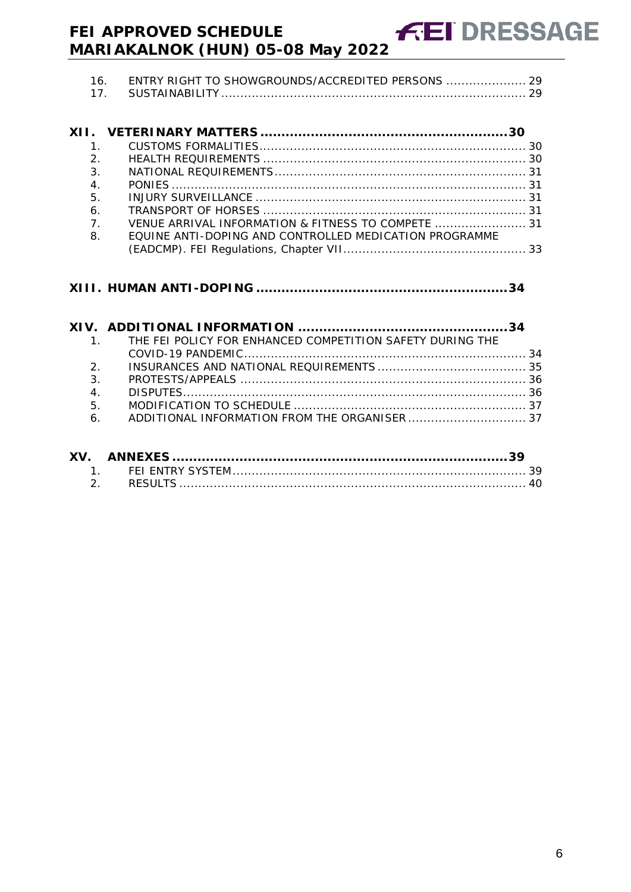16. ENTRY RIGHT TO SHOWGROUNDS/ACCREDITED PERSONS ..................... 29
17. SUSTAINABILITY ................................................................................ 29

**XII. VETERINARY MATTERS ..........................................................30**

1. CUSTOMS FORMALITIES...................................................................... 30
2. HEALTH REQUIREMENTS ..................................................................... 30
3. NATIONAL REQUIREMENTS.................................................................. 31
4. PONIES ............................................................................................. 31
5. INJURY SURVEILLANCE ....................................................................... 31
6. TRANSPORT OF HORSES ..................................................................... 31
7. VENUE ARRIVAL INFORMATION & FITNESS TO COMPETE ........................ 31
8. EQUINE ANTI-DOPING AND CONTROLLED MEDICATION PROGRAMME (EADCMP). FEI Regulations, Chapter VII................................................ 33

**XIII. HUMAN ANTI-DOPING ...........................................................34**

**XIV. ADDITIONAL INFORMATION ..................................................34**

1. THE FEI POLICY FOR ENHANCED COMPETITION SAFETY DURING THE COVID-19 PANDEMIC........................................................................... 34
2. INSURANCES AND NATIONAL REQUIREMENTS ....................................... 35
3. PROTESTS/APPEALS ........................................................................... 36
4. DISPUTES........................................................................................... 36
5. MODIFICATION TO SCHEDULE ............................................................. 37
6. ADDITIONAL INFORMATION FROM THE ORGANISER ............................... 37

**XV. ANNEXES ...............................................................................39**

1. FEI ENTRY SYSTEM.............................................................................. 39
2. RESULTS ............................................................................................ 40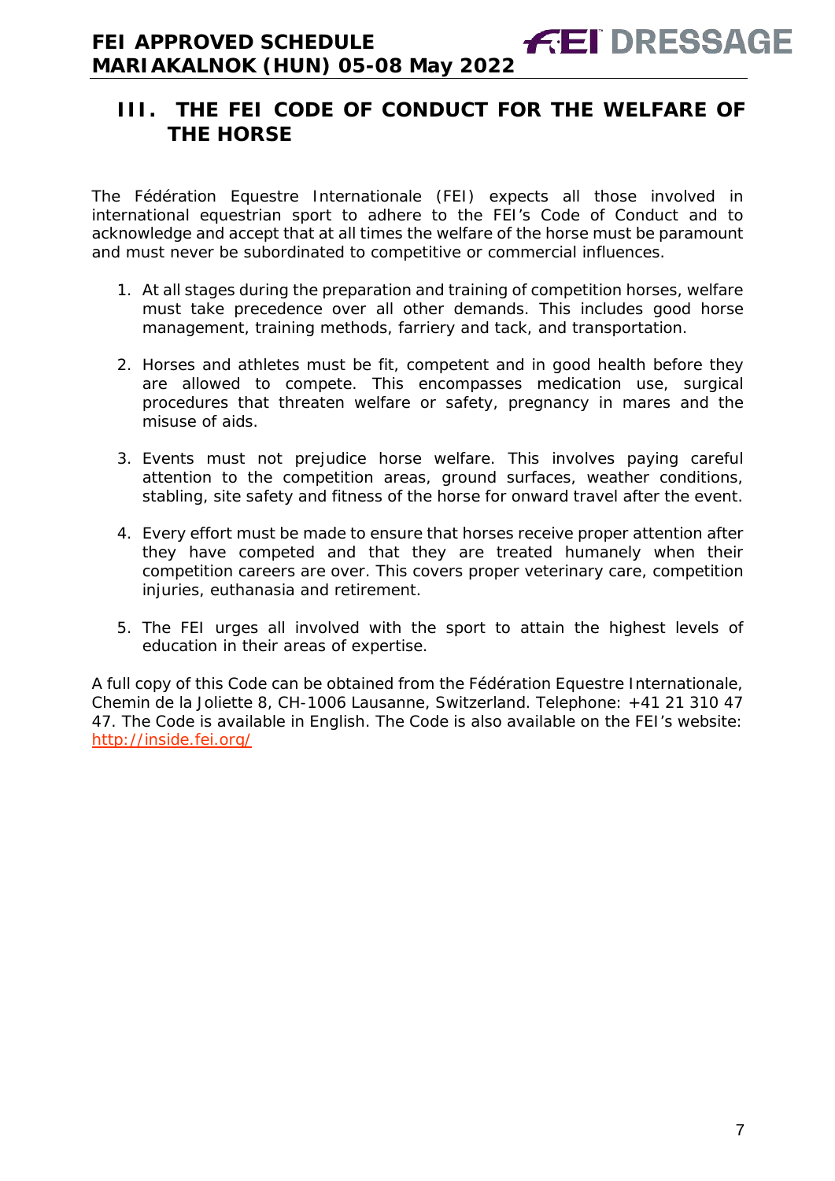## III. THE FEI CODE OF CONDUCT FOR THE WELFARE OF THE HORSE

The Fédération Equestre Internationale (FEI) expects all those involved in international equestrian sport to adhere to the FEI's Code of Conduct and to acknowledge and accept that at all times the welfare of the horse must be paramount and must never be subordinated to competitive or commercial influences.

1. At all stages during the preparation and training of competition horses, welfare must take precedence over all other demands. This includes good horse management, training methods, farriery and tack, and transportation.

2. Horses and athletes must be fit, competent and in good health before they are allowed to compete. This encompasses medication use, surgical procedures that threaten welfare or safety, pregnancy in mares and the misuse of aids.

3. Events must not prejudice horse welfare. This involves paying careful attention to the competition areas, ground surfaces, weather conditions, stabling, site safety and fitness of the horse for onward travel after the event.

4. Every effort must be made to ensure that horses receive proper attention after they have competed and that they are treated humanely when their competition careers are over. This covers proper veterinary care, competition injuries, euthanasia and retirement.

5. The FEI urges all involved with the sport to attain the highest levels of education in their areas of expertise.

A full copy of this Code can be obtained from the Fédération Equestre Internationale, Chemin de la Joliette 8, CH-1006 Lausanne, Switzerland. Telephone: +41 21 310 47 47. The Code is available in English. The Code is also available on the FEI's website: http://inside.fei.org/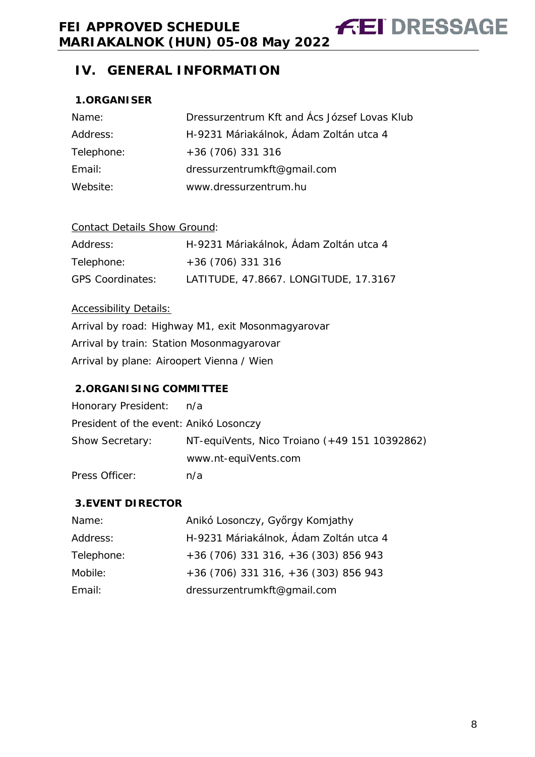# IV. GENERAL INFORMATION

## 1. ORGANISER

| | |
|---|---|
| Name: | Dressurzentrum Kft and Ács József Lovas Klub |
| Address: | H-9231 Máriakálnok, Ádam Zoltán utca 4 |
| Telephone: | +36 (706) 331 316 |
| Email: | dressurzentrumkft@gmail.com |
| Website: | www.dressurzentrum.hu |

Contact Details Show Ground:

| | |
|---|---|
| Address: | H-9231 Máriakálnok, Ádam Zoltán utca 4 |
| Telephone: | +36 (706) 331 316 |
| GPS Coordinates: | LATITUDE, 47.8667. LONGITUDE, 17.3167 |

Accessibility Details:

Arrival by road: Highway M1, exit Mosonmagyarovar

Arrival by train: Station Mosonmagyarovar

Arrival by plane: Airoopert Vienna / Wien

## 2. ORGANISING COMMITTEE

| | |
|---|---|
| Honorary President: | n/a |
| President of the event: | Anikó Losonczy |
| Show Secretary: | NT-equiVents, Nico Troiano (+49 151 10392862) www.nt-equiVents.com |
| Press Officer: | n/a |

## 3. EVENT DIRECTOR

| | |
|---|---|
| Name: | Anikó Losonczy, Győrgy Komjathy |
| Address: | H-9231 Máriakálnok, Ádam Zoltán utca 4 |
| Telephone: | +36 (706) 331 316, +36 (303) 856 943 |
| Mobile: | +36 (706) 331 316, +36 (303) 856 943 |
| Email: | dressurzentrumkft@gmail.com |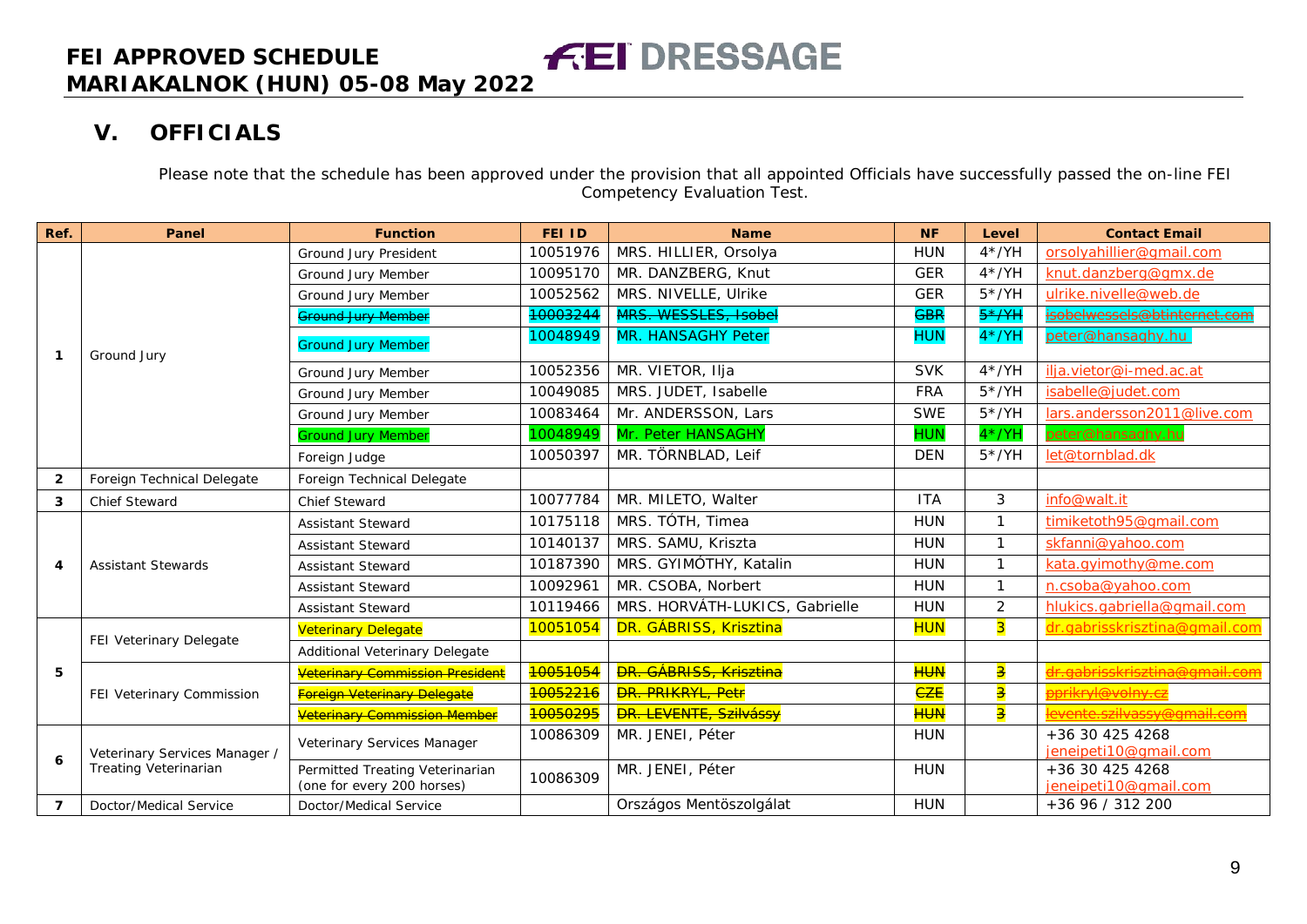# V. OFFICIALS

Please note that the schedule has been approved under the provision that all appointed Officials have successfully passed the on-line FEI Competency Evaluation Test.

| Ref. | Panel | Function | FEI ID | Name | NF | Level | Contact Email |
|---|---|---|---|---|---|---|---|
| 1 | Ground Jury | Ground Jury President | 10051976 | MRS. HILLIER, Orsolya | HUN | 4*/YH | orsolyahillier@gmail.com |
| | | Ground Jury Member | 10095170 | MR. DANZBERG, Knut | GER | 4*/YH | knut.danzberg@gmx.de |
| | | Ground Jury Member | 10052562 | MRS. NIVELLE, Ulrike | GER | 5*/YH | ulrike.nivelle@web.de |
| | | ~~Ground Jury Member~~ | ~~10003244~~ | ~~MRS. WESSLES, Isobel~~ | ~~GBR~~ | ~~5*/YH~~ | ~~isobelwessels@btinternet.com~~ |
| | | Ground Jury Member | 10048949 | MR. HANSAGHY Peter | HUN | 4*/YH | peter@hansaghy.hu |
| | | Ground Jury Member | 10052356 | MR. VIETOR, Ilja | SVK | 4*/YH | ilja.vietor@i-med.ac.at |
| | | Ground Jury Member | 10049085 | MRS. JUDET, Isabelle | FRA | 5*/YH | isabelle@judet.com |
| | | Ground Jury Member | 10083464 | Mr. ANDERSSON, Lars | SWE | 5*/YH | lars.andersson2011@live.com |
| | | Ground Jury Member | 10048949 | Mr. Peter HANSAGHY | HUN | 4*/YH | peter@hansaghy.hu |
| | | Foreign Judge | 10050397 | MR. TÖRNBLAD, Leif | DEN | 5*/YH | let@tornblad.dk |
| 2 | Foreign Technical Delegate | Foreign Technical Delegate | | | | | |
| 3 | Chief Steward | Chief Steward | 10077784 | MR. MILETO, Walter | ITA | 3 | info@walt.it |
| 4 | Assistant Stewards | Assistant Steward | 10175118 | MRS. TÓTH, Timea | HUN | 1 | timiketoth95@gmail.com |
| | | Assistant Steward | 10140137 | MRS. SAMU, Kriszta | HUN | 1 | skfanni@yahoo.com |
| | | Assistant Steward | 10187390 | MRS. GYIMÓTHY, Katalin | HUN | 1 | kata.gyimothy@me.com |
| | | Assistant Steward | 10092961 | MR. CSOBA, Norbert | HUN | 1 | n.csoba@yahoo.com |
| | | Assistant Steward | 10119466 | MRS. HORVÁTH-LUKICS, Gabrielle | HUN | 2 | hlukics.gabriella@gmail.com |
| 5 | FEI Veterinary Delegate | Veterinary Delegate | 10051054 | DR. GÁBRISS, Krisztina | HUN | 3 | dr.gabrisskrisztina@gmail.com |
| | | Additional Veterinary Delegate | | | | | |
| | FEI Veterinary Commission | ~~Veterinary Commission President~~ | ~~10051054~~ | ~~DR. GÁBRISS, Krisztina~~ | ~~HUN~~ | ~~3~~ | ~~dr.gabrisskrisztina@gmail.com~~ |
| | | ~~Foreign Veterinary Delegate~~ | ~~10052216~~ | ~~DR. PRIKRYL, Petr~~ | ~~CZE~~ | ~~3~~ | ~~pprikryl@volny.cz~~ |
| | | ~~Veterinary Commission Member~~ | ~~10050295~~ | ~~DR. LEVENTE, Szilvássy~~ | ~~HUN~~ | ~~3~~ | ~~levente.szilvassy@gmail.com~~ |
| 6 | Veterinary Services Manager / Treating Veterinarian | Veterinary Services Manager | 10086309 | MR. JENEI, Péter | HUN | | +36 30 425 4268 jeneipeti10@gmail.com |
| | | Permitted Treating Veterinarian (one for every 200 horses) | 10086309 | MR. JENEI, Péter | HUN | | +36 30 425 4268 jeneipeti10@gmail.com |
| 7 | Doctor/Medical Service | Doctor/Medical Service | | Országos Mentöszolgálat | HUN | | +36 96 / 312 200 |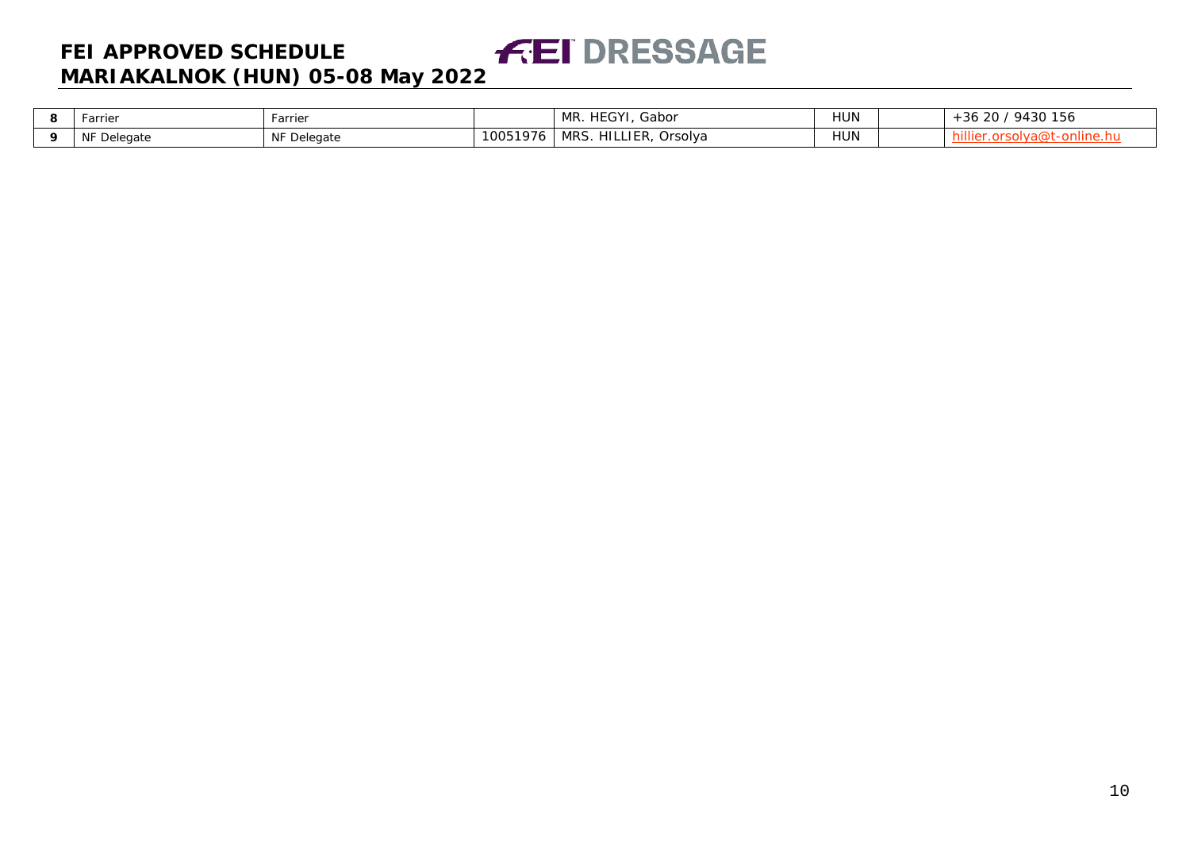| 8 | Farrier | Farrier | | MR. HEGYI, Gabor | HUN | | +36 20 / 9430 156 |
|---|---|---|---|---|---|---|---|
| 9 | NF Delegate | NF Delegate | 10051976 | MRS. HILLIER, Orsolya | HUN | | hillier.orsolya@t-online.hu |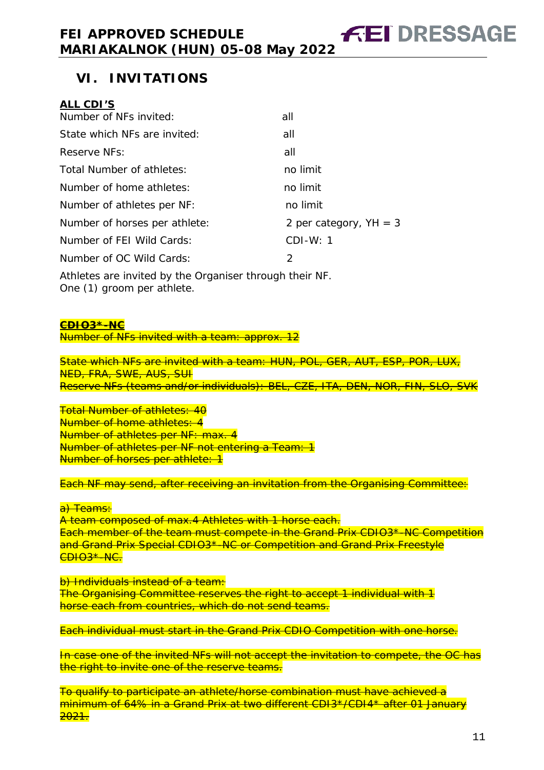## VI. INVITATIONS

**ALL CDI'S**

| | |
|---|---|
| Number of NFs invited: | all |
| State which NFs are invited: | all |
| Reserve NFs: | all |
| Total Number of athletes: | no limit |
| Number of home athletes: | no limit |
| Number of athletes per NF: | no limit |
| Number of horses per athlete: | 2 per category, YH = 3 |
| Number of FEI Wild Cards: | CDI-W: 1 |
| Number of OC Wild Cards: | 2 |

Athletes are invited by the Organiser through their NF.
One (1) groom per athlete.

~~**CDIO3*-NC**~~
~~Number of NFs invited with a team: approx. 12~~

~~State which NFs are invited with a team: HUN, POL, GER, AUT, ESP, POR, LUX, NED, FRA, SWE, AUS, SUI~~
~~Reserve NFs (teams and/or individuals): BEL, CZE, ITA, DEN, NOR, FIN, SLO, SVK~~

~~Total Number of athletes: 40~~
~~Number of home athletes: 4~~
~~Number of athletes per NF: max. 4~~
~~Number of athletes per NF not entering a Team: 1~~
~~Number of horses per athlete: 1~~

~~Each NF may send, after receiving an invitation from the Organising Committee:~~

~~a) Teams:~~
~~A team composed of max.4 Athletes with 1 horse each.~~
~~Each member of the team must compete in the Grand Prix CDIO3*-NC Competition and Grand Prix Special CDIO3*-NC or Competition and Grand Prix Freestyle CDIO3*-NC.~~

~~b) Individuals instead of a team:~~
~~The Organising Committee reserves the right to accept 1 individual with 1 horse each from countries, which do not send teams.~~

~~Each individual must start in the Grand Prix CDIO Competition with one horse.~~

~~In case one of the invited NFs will not accept the invitation to compete, the OC has the right to invite one of the reserve teams.~~

~~To qualify to participate an athlete/horse combination must have achieved a minimum of 64% in a Grand Prix at two different CDI3*/CDI4* after 01 January 2021.~~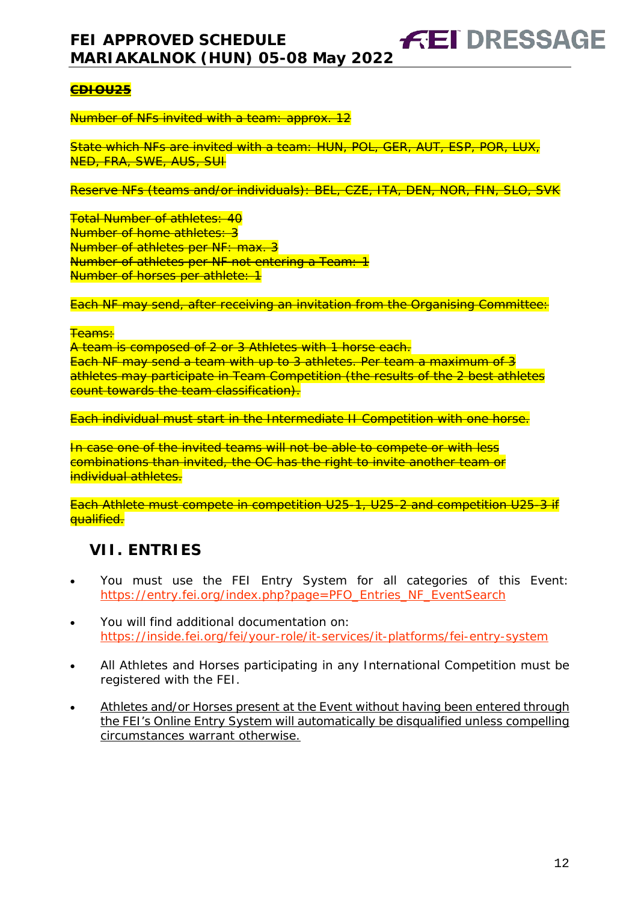~~**CDIOU25**~~

~~Number of NFs invited with a team: approx. 12~~

~~State which NFs are invited with a team: HUN, POL, GER, AUT, ESP, POR, LUX, NED, FRA, SWE, AUS, SUI~~

~~Reserve NFs (teams and/or individuals): BEL, CZE, ITA, DEN, NOR, FIN, SLO, SVK~~

~~Total Number of athletes: 40~~
~~Number of home athletes: 3~~
~~Number of athletes per NF: max. 3~~
~~Number of athletes per NF not entering a Team: 1~~
~~Number of horses per athlete: 1~~

~~Each NF may send, after receiving an invitation from the Organising Committee:~~

~~Teams:~~
~~A team is composed of 2 or 3 Athletes with 1 horse each.~~
~~Each NF may send a team with up to 3 athletes. Per team a maximum of 3 athletes may participate in Team Competition (the results of the 2 best athletes count towards the team classification).~~

~~Each individual must start in the Intermediate II Competition with one horse.~~

~~In case one of the invited teams will not be able to compete or with less combinations than invited, the OC has the right to invite another team or individual athletes.~~

~~Each Athlete must compete in competition U25-1, U25-2 and competition U25-3 if qualified.~~

## VII. ENTRIES

- You must use the FEI Entry System for all categories of this Event: https://entry.fei.org/index.php?page=PFO_Entries_NF_EventSearch
- You will find additional documentation on: https://inside.fei.org/fei/your-role/it-services/it-platforms/fei-entry-system
- All Athletes and Horses participating in any International Competition must be registered with the FEI.
- <u>Athletes and/or Horses present at the Event without having been entered through the FEI's Online Entry System will automatically be disqualified unless compelling circumstances warrant otherwise.</u>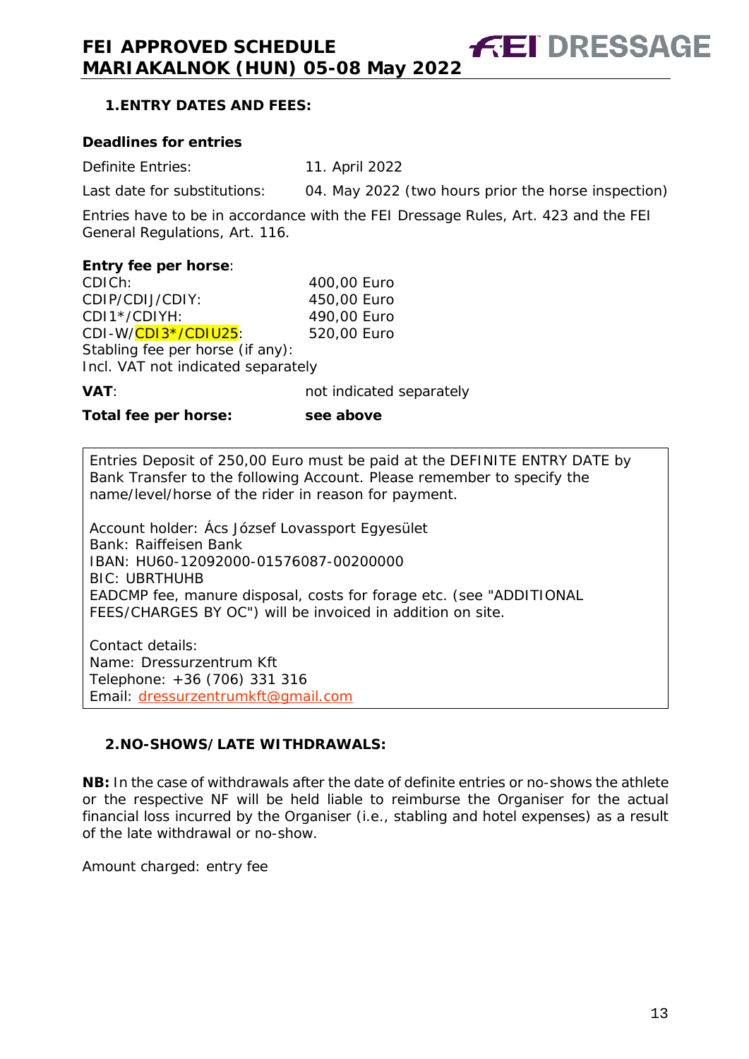## 1. ENTRY DATES AND FEES:

**Deadlines for entries**

Definite Entries: 11. April 2022

Last date for substitutions: 04. May 2022 (two hours prior the horse inspection)

Entries have to be in accordance with the FEI Dressage Rules, Art. 423 and the FEI General Regulations, Art. 116.

**Entry fee per horse**:

| | |
|---|---|
| CDICh: | 400,00 Euro |
| CDIP/CDIJ/CDIY: | 450,00 Euro |
| CDI1*/CDIYH: | 490,00 Euro |
| CDI-W/CDI3*/CDIU25: | 520,00 Euro |

Stabling fee per horse (if any):

Incl. VAT not indicated separately

**VAT**: not indicated separately

**Total fee per horse:** **see above**

Entries Deposit of 250,00 Euro must be paid at the DEFINITE ENTRY DATE by Bank Transfer to the following Account. Please remember to specify the name/level/horse of the rider in reason for payment.

Account holder: Ács József Lovassport Egyesület
Bank: Raiffeisen Bank
IBAN: HU60-12092000-01576087-00200000
BIC: UBRTHUHB
EADCMP fee, manure disposal, costs for forage etc. (see "ADDITIONAL FEES/CHARGES BY OC") will be invoiced in addition on site.

Contact details:
Name: Dressurzentrum Kft
Telephone: +36 (706) 331 316
Email: dressurzentrumkft@gmail.com

## 2. NO-SHOWS/LATE WITHDRAWALS:

**NB:** In the case of withdrawals after the date of definite entries or no-shows the athlete or the respective NF will be held liable to reimburse the Organiser for the actual financial loss incurred by the Organiser (i.e., stabling and hotel expenses) as a result of the late withdrawal or no-show.

Amount charged: entry fee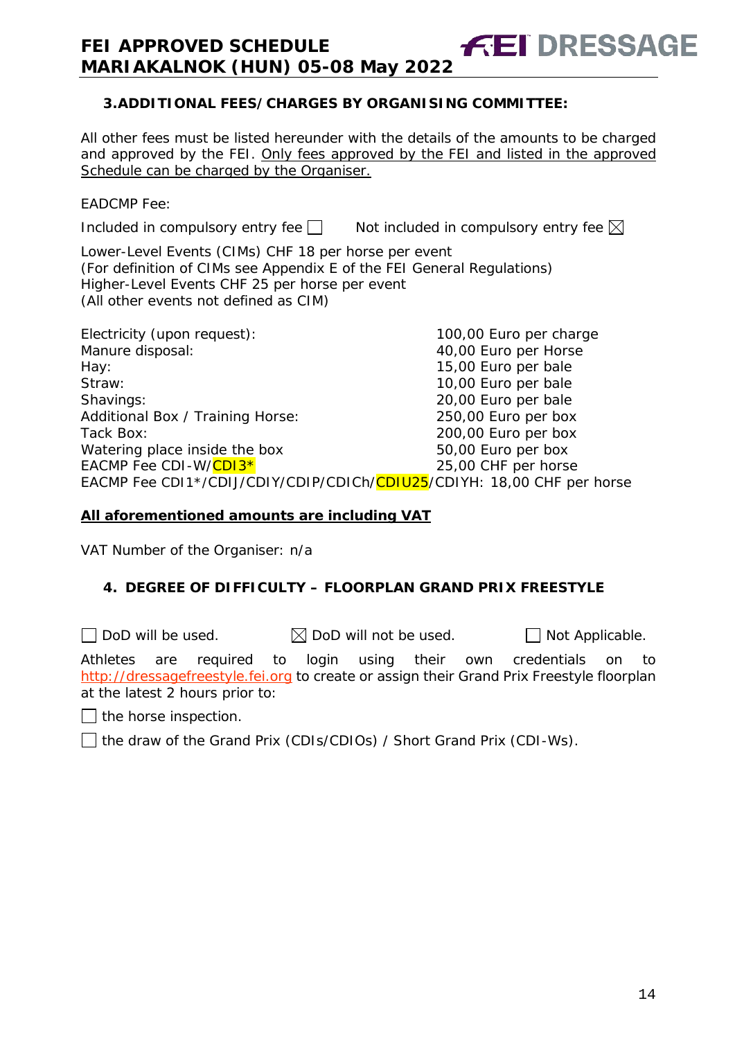## 3. ADDITIONAL FEES/CHARGES BY ORGANISING COMMITTEE:

All other fees must be listed hereunder with the details of the amounts to be charged and approved by the FEI. Only fees approved by the FEI and listed in the approved Schedule can be charged by the Organiser.

EADCMP Fee:

Included in compulsory entry fee ☐ Not included in compulsory entry fee ☒

Lower-Level Events (CIMs) CHF 18 per horse per event
(For definition of CIMs see Appendix E of the FEI General Regulations)
Higher-Level Events CHF 25 per horse per event
(All other events not defined as CIM)

| | |
|---|---|
| Electricity (upon request): | 100,00 Euro per charge |
| Manure disposal: | 40,00 Euro per Horse |
| Hay: | 15,00 Euro per bale |
| Straw: | 10,00 Euro per bale |
| Shavings: | 20,00 Euro per bale |
| Additional Box / Training Horse: | 250,00 Euro per box |
| Tack Box: | 200,00 Euro per box |
| Watering place inside the box | 50,00 Euro per box |
| EACMP Fee CDI-W/CDI3* | 25,00 CHF per horse |

EACMP Fee CDI1*/CDIJ/CDIY/CDIP/CDICh/CDIU25/CDIYH: 18,00 CHF per horse

**All aforementioned amounts are including VAT**

VAT Number of the Organiser: n/a

## 4. DEGREE OF DIFFICULTY – FLOORPLAN GRAND PRIX FREESTYLE

☐ DoD will be used. ☒ DoD will not be used. ☐ Not Applicable.

Athletes are required to login using their own credentials on to http://dressagefreestyle.fei.org to create or assign their Grand Prix Freestyle floorplan at the latest 2 hours prior to:

☐ the horse inspection.

☐ the draw of the Grand Prix (CDIs/CDIOs) / Short Grand Prix (CDI-Ws).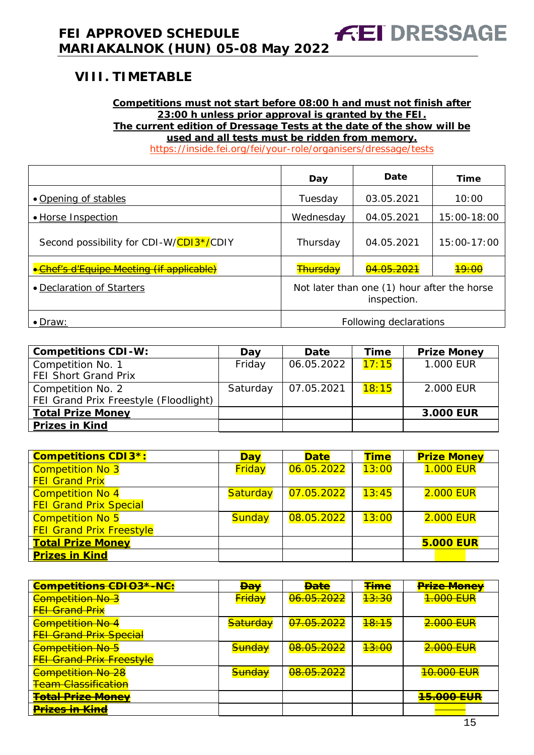## VIII. TIMETABLE

**Competitions must not start before 08:00 h and must not finish after 23:00 h unless prior approval is granted by the FEI.**
**The current edition of Dressage Tests at the date of the show will be used and all tests must be ridden from memory.**
https://inside.fei.org/fei/your-role/organisers/dressage/tests

| | Day | Date | Time |
|---|---|---|---|
| • Opening of stables | Tuesday | 03.05.2021 | 10:00 |
| • Horse Inspection | Wednesday | 04.05.2021 | 15:00-18:00 |
| Second possibility for CDI-W/CDI3*/CDIY | Thursday | 04.05.2021 | 15:00-17:00 |
| ~~• Chef's d'Equipe Meeting (if applicable)~~ | ~~Thursday~~ | ~~04.05.2021~~ | ~~19:00~~ |
| • Declaration of Starters | Not later than one (1) hour after the horse inspection. | | |
| • Draw: | Following declarations | | |

| Competitions CDI-W: | Day | Date | Time | Prize Money |
|---|---|---|---|---|
| Competition No. 1<br>FEI Short Grand Prix | Friday | 06.05.2022 | 17:15 | 1.000 EUR |
| Competition No. 2<br>FEI Grand Prix Freestyle (Floodlight) | Saturday | 07.05.2021 | 18:15 | 2.000 EUR |
| **Total Prize Money** | | | | **3.000 EUR** |
| **Prizes in Kind** | | | | |

| Competitions CDI3*: | Day | Date | Time | Prize Money |
|---|---|---|---|---|
| Competition No 3<br>FEI Grand Prix | Friday | 06.05.2022 | 13:00 | 1.000 EUR |
| Competition No 4<br>FEI Grand Prix Special | Saturday | 07.05.2022 | 13:45 | 2.000 EUR |
| Competition No 5<br>FEI Grand Prix Freestyle | Sunday | 08.05.2022 | 13:00 | 2.000 EUR |
| **Total Prize Money** | | | | **5.000 EUR** |
| **Prizes in Kind** | | | | |

| ~~Competitions CDIO3*-NC:~~ | ~~Day~~ | ~~Date~~ | ~~Time~~ | ~~Prize Money~~ |
|---|---|---|---|---|
| ~~Competition No 3~~<br>~~FEI Grand Prix~~ | ~~Friday~~ | ~~06.05.2022~~ | ~~13:30~~ | ~~1.000 EUR~~ |
| ~~Competition No 4~~<br>~~FEI Grand Prix Special~~ | ~~Saturday~~ | ~~07.05.2022~~ | ~~18:15~~ | ~~2.000 EUR~~ |
| ~~Competition No 5~~<br>~~FEI Grand Prix Freestyle~~ | ~~Sunday~~ | ~~08.05.2022~~ | ~~13:00~~ | ~~2.000 EUR~~ |
| ~~Competition No 28~~<br>~~Team Classification~~ | ~~Sunday~~ | ~~08.05.2022~~ | | ~~10.000 EUR~~ |
| ~~**Total Prize Money**~~ | | | | ~~**15.000 EUR**~~ |
| ~~**Prizes in Kind**~~ | | | | |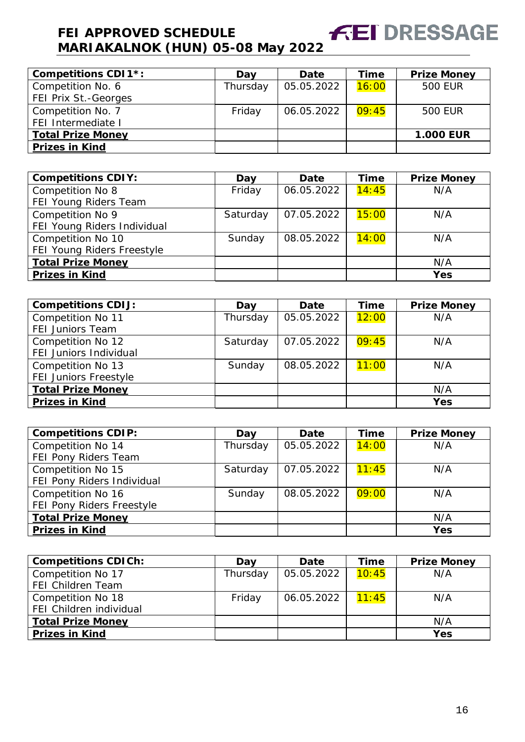| Competitions CDI1*: | Day | Date | Time | Prize Money |
|---|---|---|---|---|
| Competition No. 6<br>FEI Prix St.-Georges | Thursday | 05.05.2022 | 16:00 | 500 EUR |
| Competition No. 7<br>FEI Intermediate I | Friday | 06.05.2022 | 09:45 | 500 EUR |
| **Total Prize Money** | | | | **1.000 EUR** |
| **Prizes in Kind** | | | | |

| Competitions CDIY: | Day | Date | Time | Prize Money |
|---|---|---|---|---|
| Competition No 8<br>FEI Young Riders Team | Friday | 06.05.2022 | 14:45 | N/A |
| Competition No 9<br>FEI Young Riders Individual | Saturday | 07.05.2022 | 15:00 | N/A |
| Competition No 10<br>FEI Young Riders Freestyle | Sunday | 08.05.2022 | 14:00 | N/A |
| **Total Prize Money** | | | | N/A |
| **Prizes in Kind** | | | | **Yes** |

| Competitions CDIJ: | Day | Date | Time | Prize Money |
|---|---|---|---|---|
| Competition No 11<br>FEI Juniors Team | Thursday | 05.05.2022 | 12:00 | N/A |
| Competition No 12<br>FEI Juniors Individual | Saturday | 07.05.2022 | 09:45 | N/A |
| Competition No 13<br>FEI Juniors Freestyle | Sunday | 08.05.2022 | 11:00 | N/A |
| **Total Prize Money** | | | | N/A |
| **Prizes in Kind** | | | | **Yes** |

| Competitions CDIP: | Day | Date | Time | Prize Money |
|---|---|---|---|---|
| Competition No 14<br>FEI Pony Riders Team | Thursday | 05.05.2022 | 14:00 | N/A |
| Competition No 15<br>FEI Pony Riders Individual | Saturday | 07.05.2022 | 11:45 | N/A |
| Competition No 16<br>FEI Pony Riders Freestyle | Sunday | 08.05.2022 | 09:00 | N/A |
| **Total Prize Money** | | | | N/A |
| **Prizes in Kind** | | | | **Yes** |

| Competitions CDICh: | Day | Date | Time | Prize Money |
|---|---|---|---|---|
| Competition No 17<br>FEI Children Team | Thursday | 05.05.2022 | 10:45 | N/A |
| Competition No 18<br>FEI Children individual | Friday | 06.05.2022 | 11:45 | N/A |
| **Total Prize Money** | | | | N/A |
| **Prizes in Kind** | | | | **Yes** |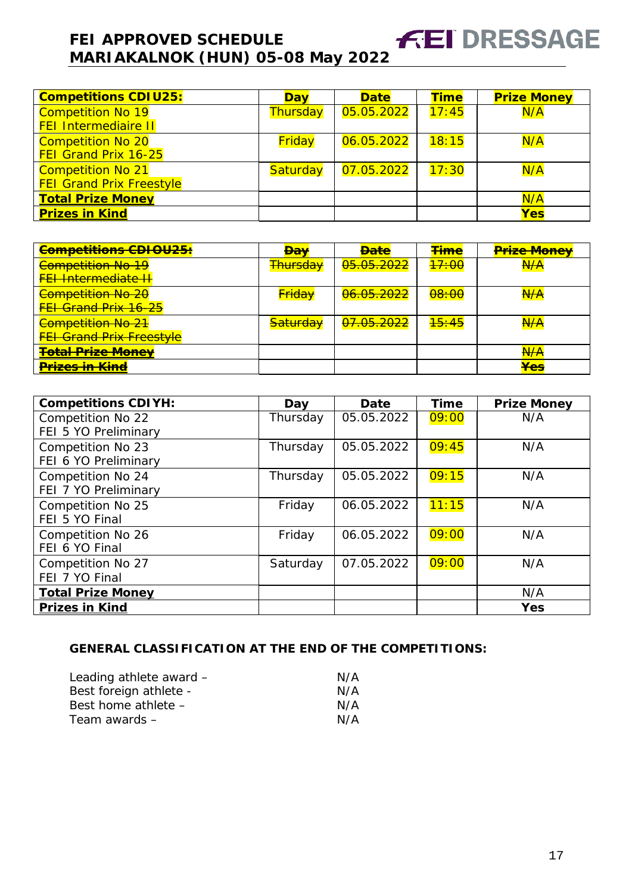| **Competitions CDIU25:** | **Day** | **Date** | **Time** | **Prize Money** |
|---|---|---|---|---|
| Competition No 19<br>FEI Intermediaire II | Thursday | 05.05.2022 | 17:45 | N/A |
| Competition No 20<br>FEI Grand Prix 16-25 | Friday | 06.05.2022 | 18:15 | N/A |
| Competition No 21<br>FEI Grand Prix Freestyle | Saturday | 07.05.2022 | 17:30 | N/A |
| **Total Prize Money** | | | | N/A |
| **Prizes in Kind** | | | | **Yes** |

| ~~**Competitions CDIOU25:**~~ | ~~**Day**~~ | ~~**Date**~~ | ~~**Time**~~ | ~~**Prize Money**~~ |
|---|---|---|---|---|
| ~~Competition No 19<br>FEI Intermediate II~~ | ~~Thursday~~ | ~~05.05.2022~~ | ~~17:00~~ | ~~N/A~~ |
| ~~Competition No 20<br>FEI Grand Prix 16-25~~ | ~~Friday~~ | ~~06.05.2022~~ | ~~08:00~~ | ~~N/A~~ |
| ~~Competition No 21<br>FEI Grand Prix Freestyle~~ | ~~Saturday~~ | ~~07.05.2022~~ | ~~15:45~~ | ~~N/A~~ |
| ~~**Total Prize Money**~~ | | | | ~~N/A~~ |
| ~~**Prizes in Kind**~~ | | | | ~~**Yes**~~ |

| **Competitions CDIYH:** | **Day** | **Date** | **Time** | **Prize Money** |
|---|---|---|---|---|
| Competition No 22<br>FEI 5 YO Preliminary | Thursday | 05.05.2022 | 09:00 | N/A |
| Competition No 23<br>FEI 6 YO Preliminary | Thursday | 05.05.2022 | 09:45 | N/A |
| Competition No 24<br>FEI 7 YO Preliminary | Thursday | 05.05.2022 | 09:15 | N/A |
| Competition No 25<br>FEI 5 YO Final | Friday | 06.05.2022 | 11:15 | N/A |
| Competition No 26<br>FEI 6 YO Final | Friday | 06.05.2022 | 09:00 | N/A |
| Competition No 27<br>FEI 7 YO Final | Saturday | 07.05.2022 | 09:00 | N/A |
| **Total Prize Money** | | | | N/A |
| **Prizes in Kind** | | | | **Yes** |

**GENERAL CLASSIFICATION AT THE END OF THE COMPETITIONS:**

Leading athlete award – N/A
Best foreign athlete - N/A
Best home athlete – N/A
Team awards – N/A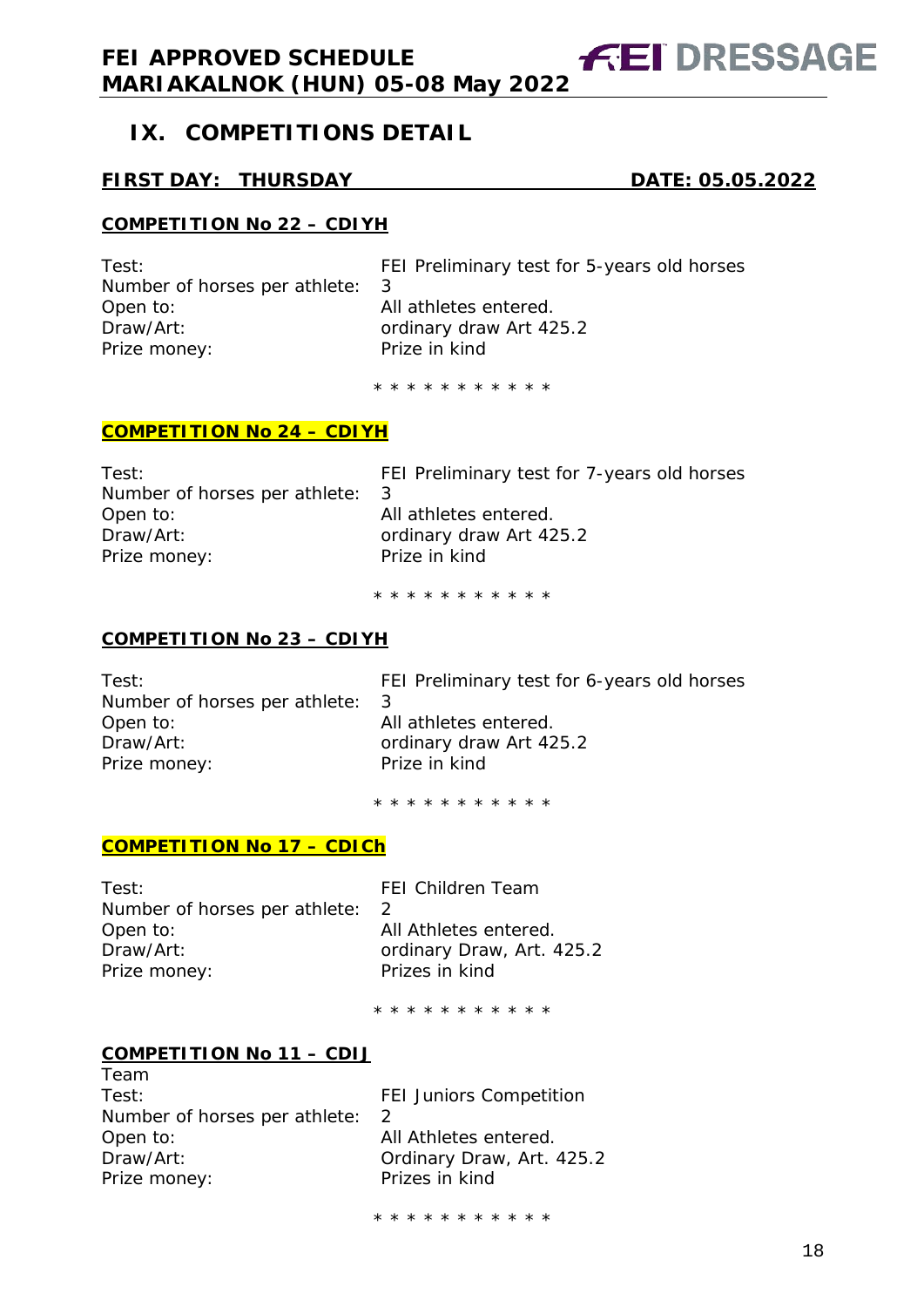## IX. COMPETITIONS DETAIL

**FIRST DAY: THURSDAY DATE: 05.05.2022**

**COMPETITION No 22 – CDIYH**

| | |
|---|---|
| Test: | FEI Preliminary test for 5-years old horses |
| Number of horses per athlete: | 3 |
| Open to: | All athletes entered. |
| Draw/Art: | ordinary draw Art 425.2 |
| Prize money: | Prize in kind |

\* \* \* \* \* \* \* \* \* \* \*

**COMPETITION No 24 – CDIYH**

| | |
|---|---|
| Test: | FEI Preliminary test for 7-years old horses |
| Number of horses per athlete: | 3 |
| Open to: | All athletes entered. |
| Draw/Art: | ordinary draw Art 425.2 |
| Prize money: | Prize in kind |

\* \* \* \* \* \* \* \* \* \* \*

**COMPETITION No 23 – CDIYH**

| | |
|---|---|
| Test: | FEI Preliminary test for 6-years old horses |
| Number of horses per athlete: | 3 |
| Open to: | All athletes entered. |
| Draw/Art: | ordinary draw Art 425.2 |
| Prize money: | Prize in kind |

\* \* \* \* \* \* \* \* \* \* \*

**COMPETITION No 17 – CDICh**

| | |
|---|---|
| Test: | FEI Children Team |
| Number of horses per athlete: | 2 |
| Open to: | All Athletes entered. |
| Draw/Art: | ordinary Draw, Art. 425.2 |
| Prize money: | Prizes in kind |

\* \* \* \* \* \* \* \* \* \* \*

**COMPETITION No 11 – CDIJ**

Team

| | |
|---|---|
| Test: | FEI Juniors Competition |
| Number of horses per athlete: | 2 |
| Open to: | All Athletes entered. |
| Draw/Art: | Ordinary Draw, Art. 425.2 |
| Prize money: | Prizes in kind |

\* \* \* \* \* \* \* \* \* \* \*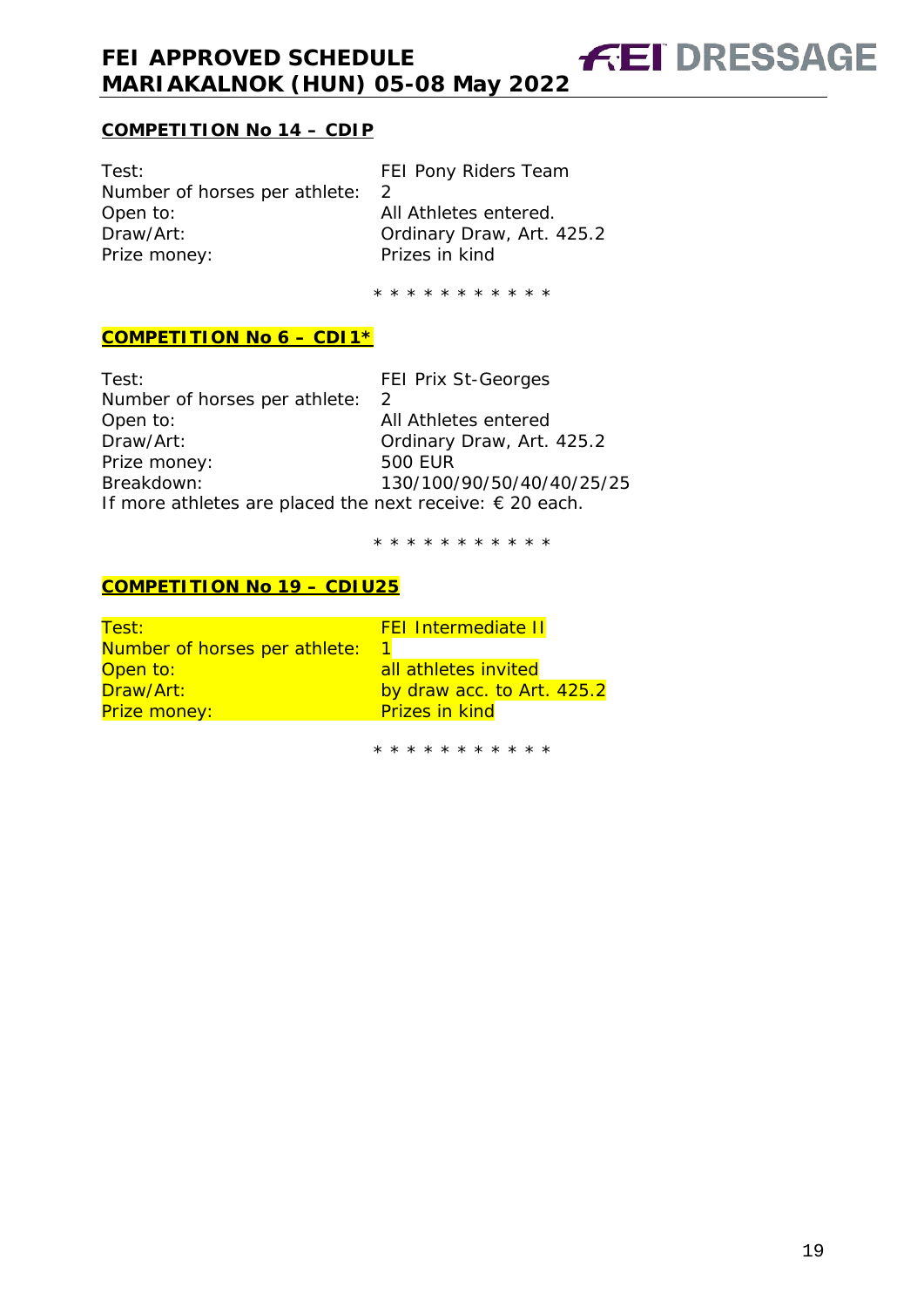## COMPETITION No 14 – CDIP

Test: FEI Pony Riders Team
Number of horses per athlete: 2
Open to: All Athletes entered.
Draw/Art: Ordinary Draw, Art. 425.2
Prize money: Prizes in kind

* * * * * * * * * * *

## COMPETITION No 6 – CDI1*

Test: FEI Prix St-Georges
Number of horses per athlete: 2
Open to: All Athletes entered
Draw/Art: Ordinary Draw, Art. 425.2
Prize money: 500 EUR
Breakdown: 130/100/90/50/40/40/25/25
If more athletes are placed the next receive: € 20 each.

* * * * * * * * * * *

## COMPETITION No 19 – CDIU25

Test: FEI Intermediate II
Number of horses per athlete: 1
Open to: all athletes invited
Draw/Art: by draw acc. to Art. 425.2
Prize money: Prizes in kind

* * * * * * * * * * *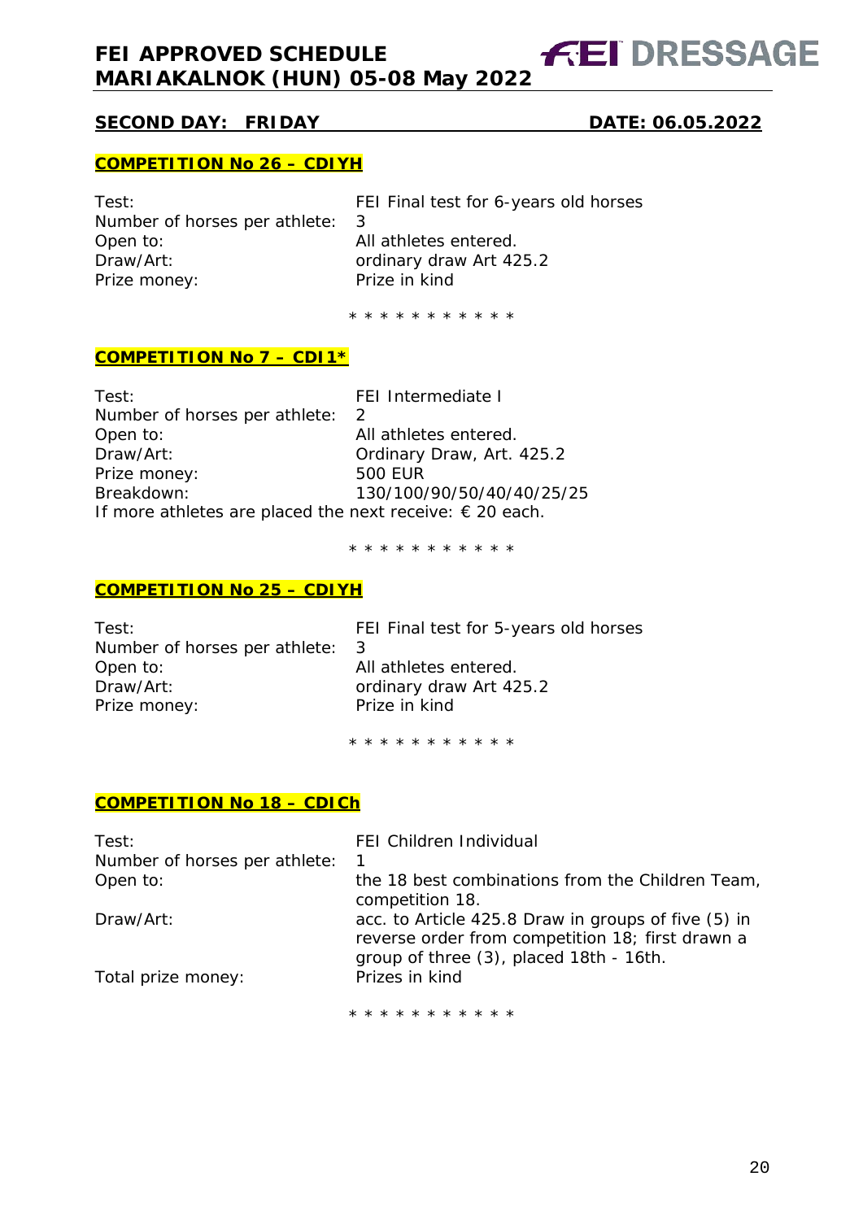## SECOND DAY: FRIDAY DATE: 06.05.2022

### COMPETITION No 26 – CDIYH

| | |
|---|---|
| Test: | FEI Final test for 6-years old horses |
| Number of horses per athlete: | 3 |
| Open to: | All athletes entered. |
| Draw/Art: | ordinary draw Art 425.2 |
| Prize money: | Prize in kind |

\* \* \* \* \* \* \* \* \* \* \*

### COMPETITION No 7 – CDI1*

| | |
|---|---|
| Test: | FEI Intermediate I |
| Number of horses per athlete: | 2 |
| Open to: | All athletes entered. |
| Draw/Art: | Ordinary Draw, Art. 425.2 |
| Prize money: | 500 EUR |
| Breakdown: | 130/100/90/50/40/40/25/25 |

If more athletes are placed the next receive: € 20 each.

\* \* \* \* \* \* \* \* \* \* \*

### COMPETITION No 25 – CDIYH

| | |
|---|---|
| Test: | FEI Final test for 5-years old horses |
| Number of horses per athlete: | 3 |
| Open to: | All athletes entered. |
| Draw/Art: | ordinary draw Art 425.2 |
| Prize money: | Prize in kind |

\* \* \* \* \* \* \* \* \* \* \*

### COMPETITION No 18 – CDICh

| | |
|---|---|
| Test: | FEI Children Individual |
| Number of horses per athlete: | 1 |
| Open to: | the 18 best combinations from the Children Team, competition 18. |
| Draw/Art: | acc. to Article 425.8 Draw in groups of five (5) in reverse order from competition 18; first drawn a group of three (3), placed 18th - 16th. |
| Total prize money: | Prizes in kind |

\* \* \* \* \* \* \* \* \* \* \*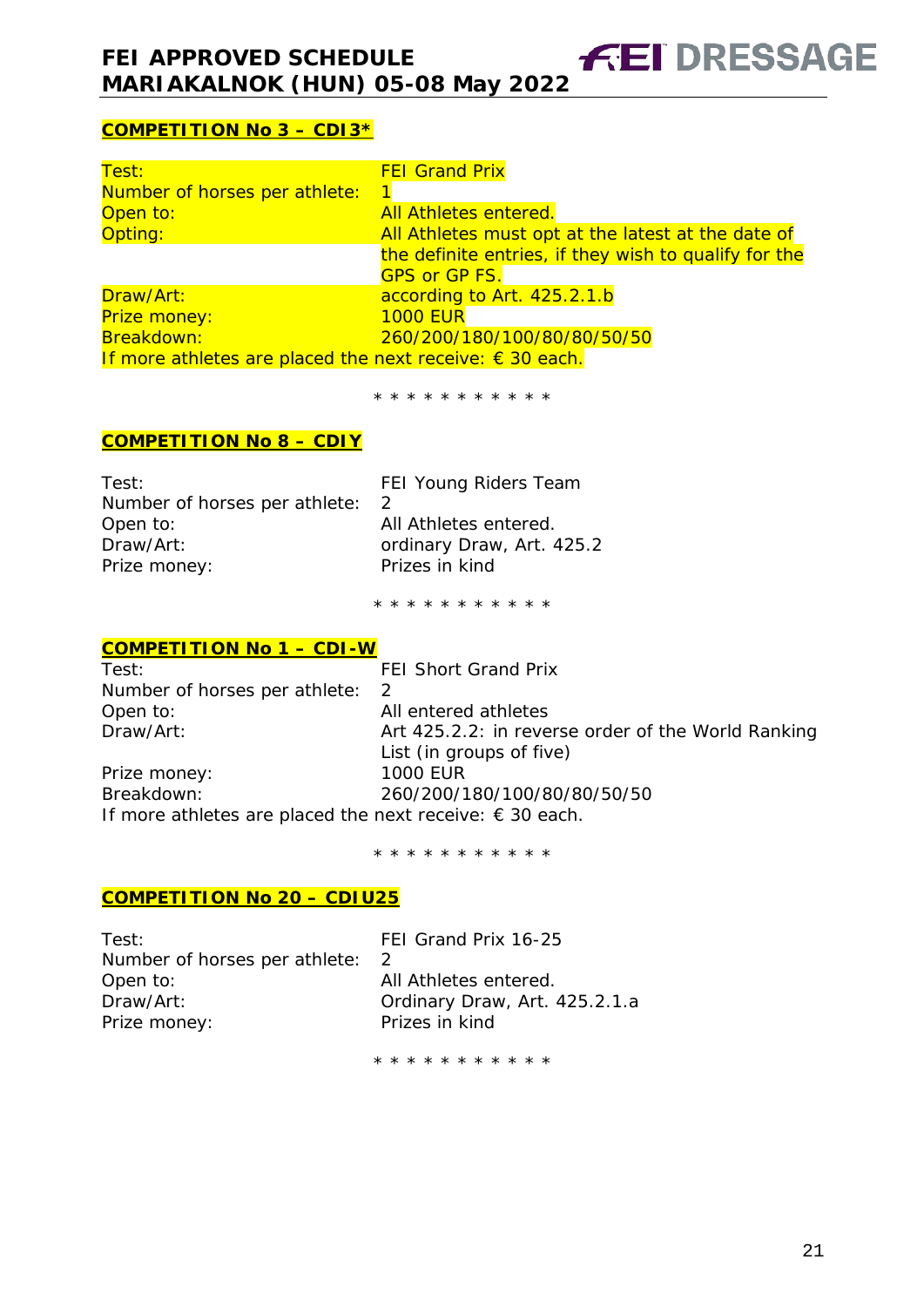**COMPETITION No 3 – CDI3***

| | |
|---|---|
| Test: | FEI Grand Prix |
| Number of horses per athlete: | 1 |
| Open to: | All Athletes entered. |
| Opting: | All Athletes must opt at the latest at the date of the definite entries, if they wish to qualify for the GPS or GP FS. |
| Draw/Art: | according to Art. 425.2.1.b |
| Prize money: | 1000 EUR |
| Breakdown: | 260/200/180/100/80/80/50/50 |

If more athletes are placed the next receive: € 30 each.

* * * * * * * * * * *

**COMPETITION No 8 – CDIY**

| | |
|---|---|
| Test: | FEI Young Riders Team |
| Number of horses per athlete: | 2 |
| Open to: | All Athletes entered. |
| Draw/Art: | ordinary Draw, Art. 425.2 |
| Prize money: | Prizes in kind |

* * * * * * * * * * *

**COMPETITION No 1 – CDI-W**

| | |
|---|---|
| Test: | FEI Short Grand Prix |
| Number of horses per athlete: | 2 |
| Open to: | All entered athletes |
| Draw/Art: | Art 425.2.2: in reverse order of the World Ranking List (in groups of five) |
| Prize money: | 1000 EUR |
| Breakdown: | 260/200/180/100/80/80/50/50 |

If more athletes are placed the next receive: € 30 each.

* * * * * * * * * * *

**COMPETITION No 20 – CDIU25**

| | |
|---|---|
| Test: | FEI Grand Prix 16-25 |
| Number of horses per athlete: | 2 |
| Open to: | All Athletes entered. |
| Draw/Art: | Ordinary Draw, Art. 425.2.1.a |
| Prize money: | Prizes in kind |

* * * * * * * * * * *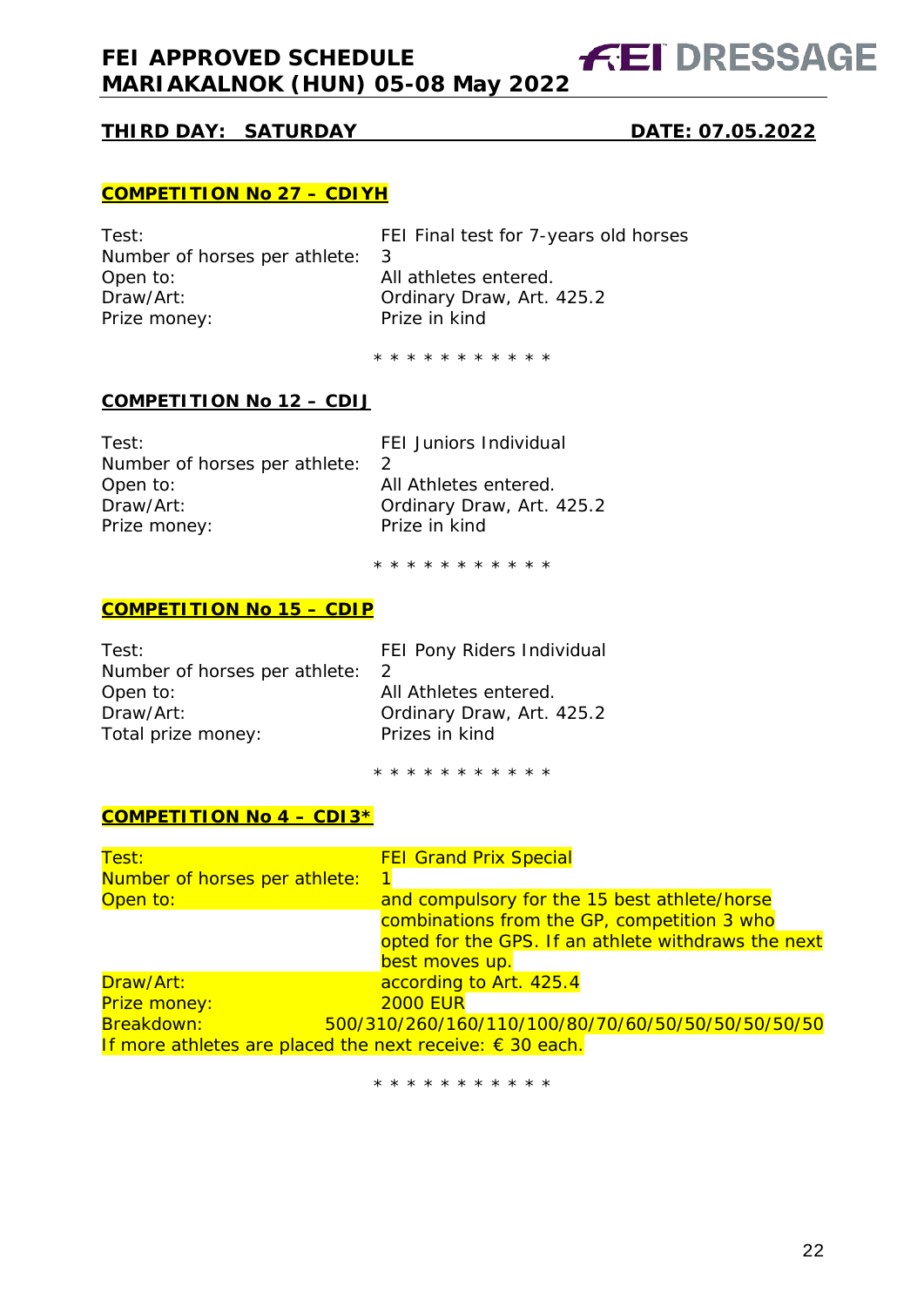## THIRD DAY: SATURDAY — DATE: 07.05.2022

### COMPETITION No 27 – CDIYH

Test: FEI Final test for 7-years old horses
Number of horses per athlete: 3
Open to: All athletes entered.
Draw/Art: Ordinary Draw, Art. 425.2
Prize money: Prize in kind

\* \* \* \* \* \* \* \* \* \* \*

### COMPETITION No 12 – CDIJ

Test: FEI Juniors Individual
Number of horses per athlete: 2
Open to: All Athletes entered.
Draw/Art: Ordinary Draw, Art. 425.2
Prize money: Prize in kind

\* \* \* \* \* \* \* \* \* \* \*

### COMPETITION No 15 – CDIP

Test: FEI Pony Riders Individual
Number of horses per athlete: 2
Open to: All Athletes entered.
Draw/Art: Ordinary Draw, Art. 425.2
Total prize money: Prizes in kind

\* \* \* \* \* \* \* \* \* \* \*

### COMPETITION No 4 – CDI3*

Test: FEI Grand Prix Special
Number of horses per athlete: 1
Open to: and compulsory for the 15 best athlete/horse combinations from the GP, competition 3 who opted for the GPS. If an athlete withdraws the next best moves up.
Draw/Art: according to Art. 425.4
Prize money: 2000 EUR
Breakdown: 500/310/260/160/110/100/80/70/60/50/50/50/50/50/50
If more athletes are placed the next receive: € 30 each.

\* \* \* \* \* \* \* \* \* \* \*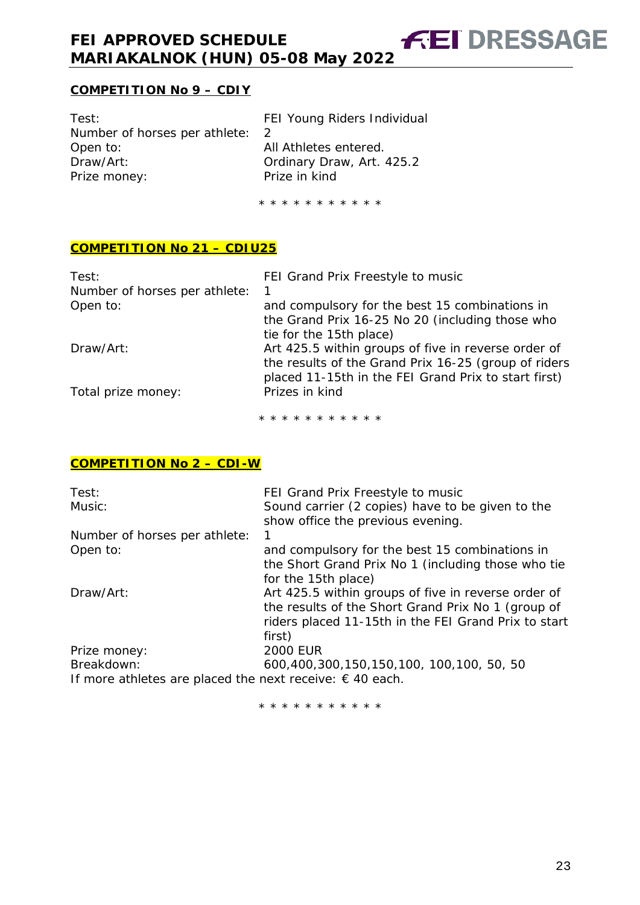**COMPETITION No 9 – CDIY**

| | |
|---|---|
| Test: | FEI Young Riders Individual |
| Number of horses per athlete: | 2 |
| Open to: | All Athletes entered. |
| Draw/Art: | Ordinary Draw, Art. 425.2 |
| Prize money: | Prize in kind |

* * * * * * * * * * *

**COMPETITION No 21 – CDIU25**

| | |
|---|---|
| Test: | FEI Grand Prix Freestyle to music |
| Number of horses per athlete: | 1 |
| Open to: | and compulsory for the best 15 combinations in the Grand Prix 16-25 No 20 (including those who tie for the 15th place) |
| Draw/Art: | Art 425.5 within groups of five in reverse order of the results of the Grand Prix 16-25 (group of riders placed 11-15th in the FEI Grand Prix to start first) |
| Total prize money: | Prizes in kind |

* * * * * * * * * * *

**COMPETITION No 2 – CDI-W**

| | |
|---|---|
| Test: | FEI Grand Prix Freestyle to music |
| Music: | Sound carrier (2 copies) have to be given to the show office the previous evening. |
| Number of horses per athlete: | 1 |
| Open to: | and compulsory for the best 15 combinations in the Short Grand Prix No 1 (including those who tie for the 15th place) |
| Draw/Art: | Art 425.5 within groups of five in reverse order of the results of the Short Grand Prix No 1 (group of riders placed 11-15th in the FEI Grand Prix to start first) |
| Prize money: | 2000 EUR |
| Breakdown: | 600,400,300,150,150,100, 100,100, 50, 50 |

If more athletes are placed the next receive: € 40 each.

* * * * * * * * * * *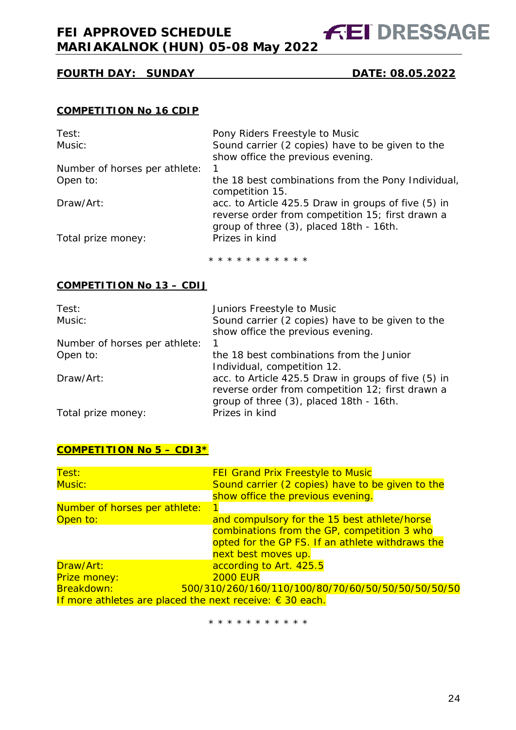## FOURTH DAY: SUNDAY DATE: 08.05.2022

### COMPETITION No 16 CDIP

| | |
|---|---|
| Test: | Pony Riders Freestyle to Music |
| Music: | Sound carrier (2 copies) have to be given to the show office the previous evening. |
| Number of horses per athlete: | 1 |
| Open to: | the 18 best combinations from the Pony Individual, competition 15. |
| Draw/Art: | acc. to Article 425.5 Draw in groups of five (5) in reverse order from competition 15; first drawn a group of three (3), placed 18th - 16th. |
| Total prize money: | Prizes in kind |

\* \* \* \* \* \* \* \* \* \* \*

### COMPETITION No 13 – CDIJ

| | |
|---|---|
| Test: | Juniors Freestyle to Music |
| Music: | Sound carrier (2 copies) have to be given to the show office the previous evening. |
| Number of horses per athlete: | 1 |
| Open to: | the 18 best combinations from the Junior Individual, competition 12. |
| Draw/Art: | acc. to Article 425.5 Draw in groups of five (5) in reverse order from competition 12; first drawn a group of three (3), placed 18th - 16th. |
| Total prize money: | Prizes in kind |

### COMPETITION No 5 – CDI3*

| | |
|---|---|
| Test: | FEI Grand Prix Freestyle to Music |
| Music: | Sound carrier (2 copies) have to be given to the show office the previous evening. |
| Number of horses per athlete: | 1 |
| Open to: | and compulsory for the 15 best athlete/horse combinations from the GP, competition 3 who opted for the GP FS. If an athlete withdraws the next best moves up. |
| Draw/Art: | according to Art. 425.5 |
| Prize money: | 2000 EUR |
| Breakdown: | 500/310/260/160/110/100/80/70/60/50/50/50/50/50/50 |

If more athletes are placed the next receive: € 30 each.

\* \* \* \* \* \* \* \* \* \* \*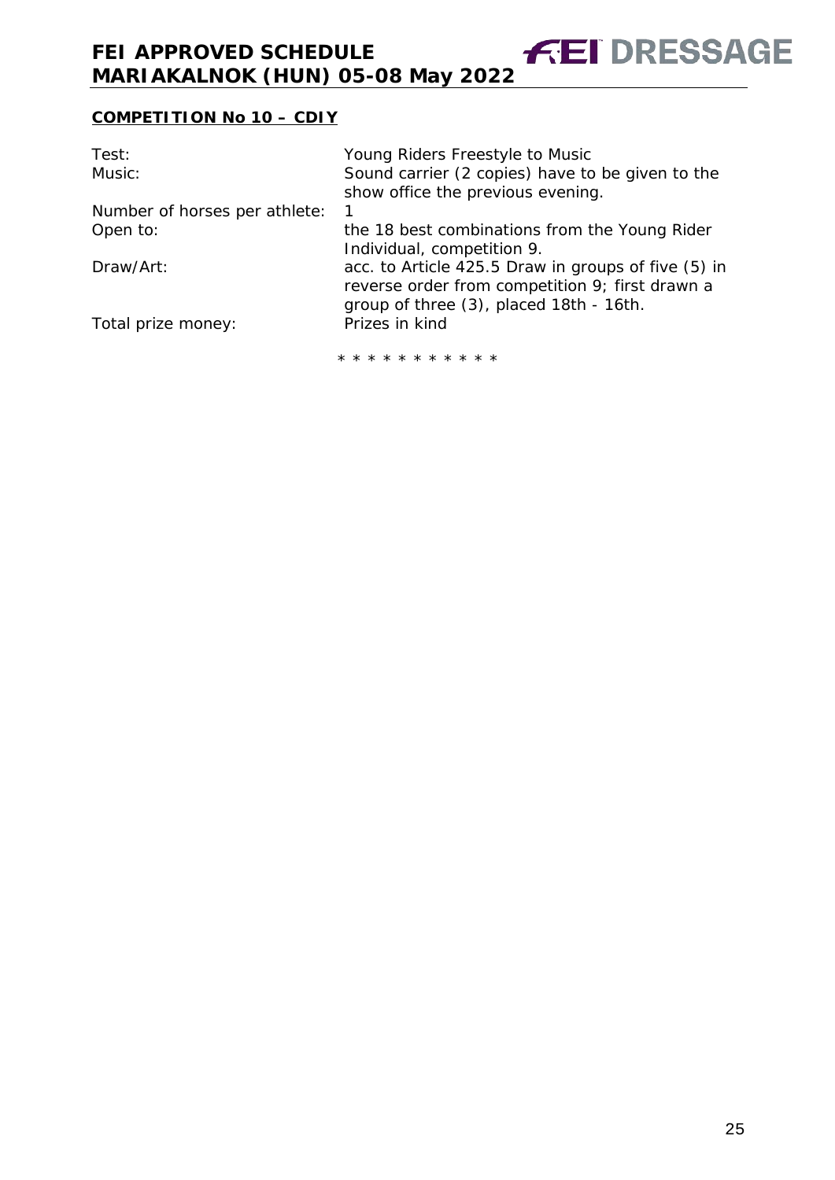## COMPETITION No 10 – CDIY

| | |
|---|---|
| Test: | Young Riders Freestyle to Music |
| Music: | Sound carrier (2 copies) have to be given to the show office the previous evening. |
| Number of horses per athlete: | 1 |
| Open to: | the 18 best combinations from the Young Rider Individual, competition 9. |
| Draw/Art: | acc. to Article 425.5 Draw in groups of five (5) in reverse order from competition 9; first drawn a group of three (3), placed 18th - 16th. |
| Total prize money: | Prizes in kind |

* * * * * * * * * * *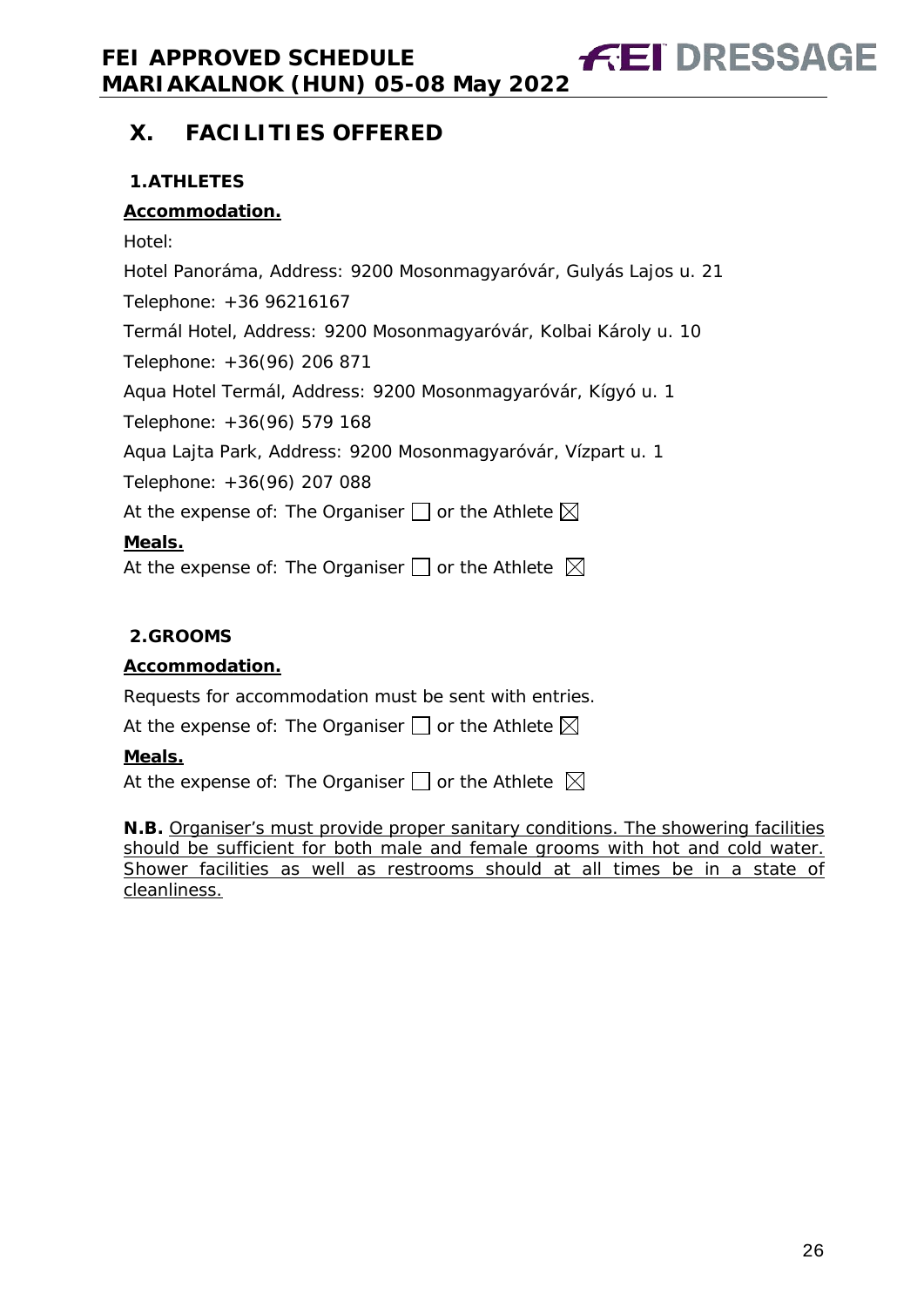# X. FACILITIES OFFERED

## 1. ATHLETES

**Accommodation.**

Hotel:

Hotel Panoráma, Address: 9200 Mosonmagyaróvár, Gulyás Lajos u. 21

Telephone: +36 96216167

Termál Hotel, Address: 9200 Mosonmagyaróvár, Kolbai Károly u. 10

Telephone: +36(96) 206 871

Aqua Hotel Termál, Address: 9200 Mosonmagyaróvár, Kígyó u. 1

Telephone: +36(96) 579 168

Aqua Lajta Park, Address: 9200 Mosonmagyaróvár, Vízpart u. 1

Telephone: +36(96) 207 088

At the expense of: The Organiser ☐ or the Athlete ☒

**Meals.**

At the expense of: The Organiser ☐ or the Athlete ☒

## 2. GROOMS

**Accommodation.**

Requests for accommodation must be sent with entries.

At the expense of: The Organiser ☐ or the Athlete ☒

**Meals.**

At the expense of: The Organiser ☐ or the Athlete ☒

**N.B.** Organiser's must provide proper sanitary conditions. The showering facilities should be sufficient for both male and female grooms with hot and cold water. Shower facilities as well as restrooms should at all times be in a state of cleanliness.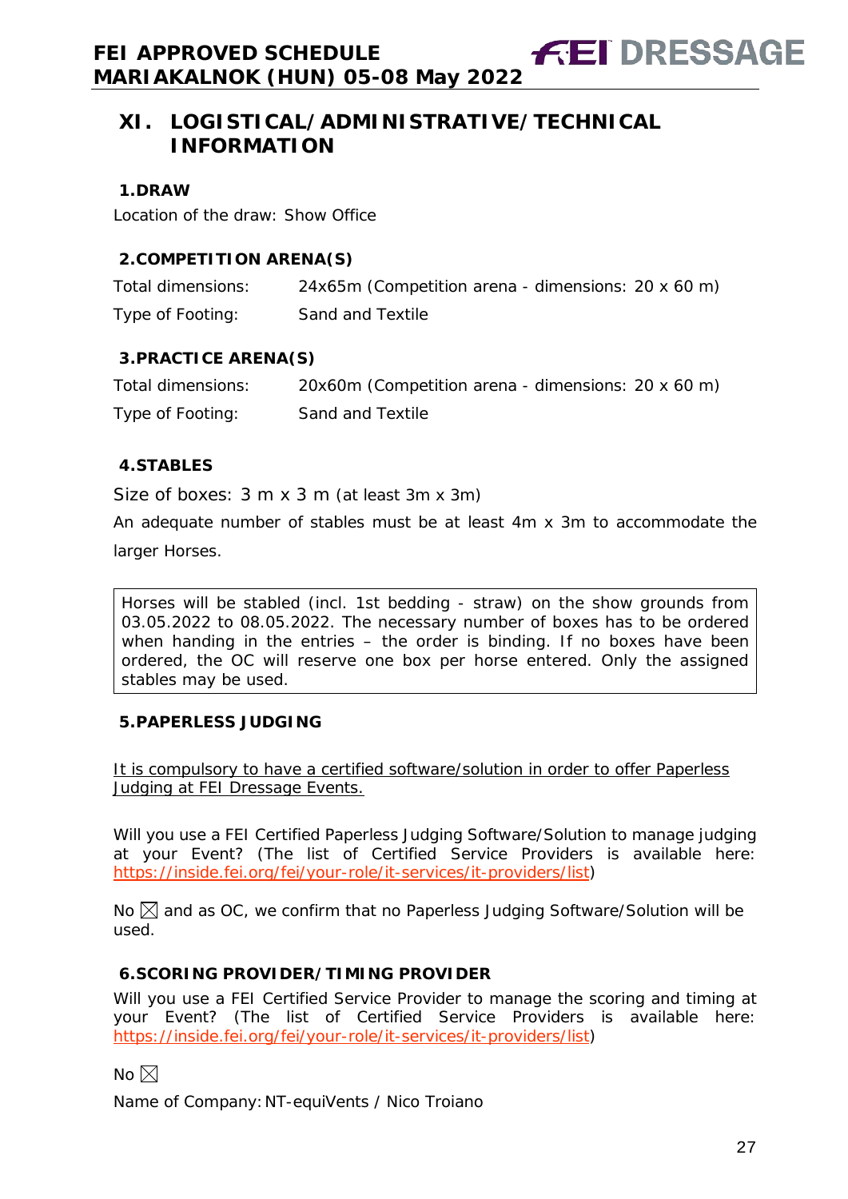## XI. LOGISTICAL/ADMINISTRATIVE/TECHNICAL INFORMATION

### 1.DRAW

Location of the draw: Show Office

### 2.COMPETITION ARENA(S)

Total dimensions: 24x65m (Competition arena - dimensions: 20 x 60 m)

Type of Footing: Sand and Textile

### 3.PRACTICE ARENA(S)

Total dimensions: 20x60m (Competition arena - dimensions: 20 x 60 m)

Type of Footing: Sand and Textile

### 4.STABLES

Size of boxes: 3 m x 3 m (at least 3m x 3m)

An adequate number of stables must be at least 4m x 3m to accommodate the larger Horses.

Horses will be stabled (incl. 1st bedding - straw) on the show grounds from 03.05.2022 to 08.05.2022. The necessary number of boxes has to be ordered when handing in the entries – the order is binding. If no boxes have been ordered, the OC will reserve one box per horse entered. Only the assigned stables may be used.

### 5.PAPERLESS JUDGING

It is compulsory to have a certified software/solution in order to offer Paperless Judging at FEI Dressage Events.

Will you use a FEI Certified Paperless Judging Software/Solution to manage judging at your Event? (The list of Certified Service Providers is available here: https://inside.fei.org/fei/your-role/it-services/it-providers/list)

No ☒ and as OC, we confirm that no Paperless Judging Software/Solution will be used.

### 6.SCORING PROVIDER/TIMING PROVIDER

Will you use a FEI Certified Service Provider to manage the scoring and timing at your Event? (The list of Certified Service Providers is available here: https://inside.fei.org/fei/your-role/it-services/it-providers/list)

No ☒

Name of Company: NT-equiVents / Nico Troiano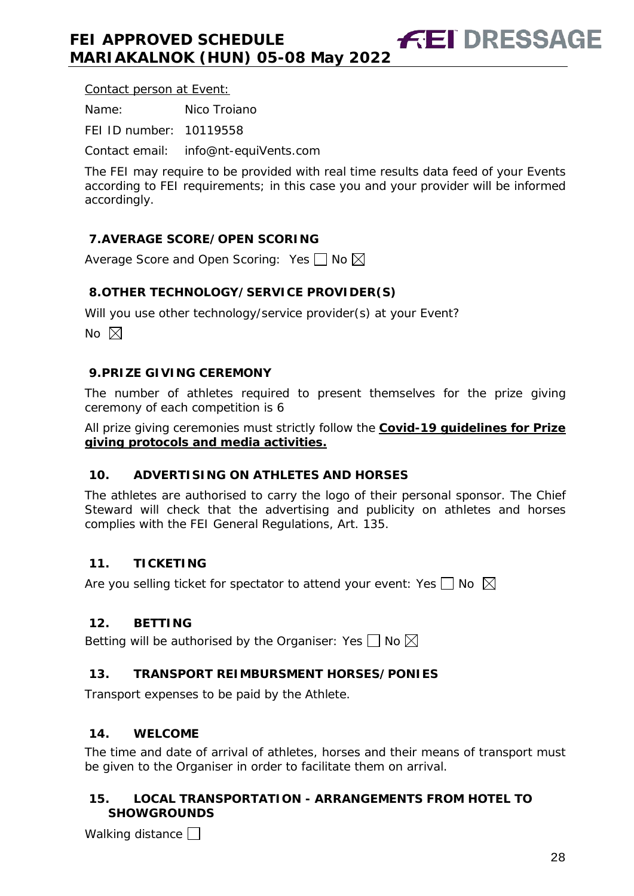Contact person at Event:

Name: Nico Troiano

FEI ID number: 10119558

Contact email: info@nt-equiVents.com

The FEI may require to be provided with real time results data feed of your Events according to FEI requirements; in this case you and your provider will be informed accordingly.

## 7. AVERAGE SCORE/OPEN SCORING

Average Score and Open Scoring: Yes ☐ No ☒

## 8. OTHER TECHNOLOGY/SERVICE PROVIDER(S)

Will you use other technology/service provider(s) at your Event?

No ☒

## 9. PRIZE GIVING CEREMONY

The number of athletes required to present themselves for the prize giving ceremony of each competition is 6

All prize giving ceremonies must strictly follow the **Covid-19 guidelines for Prize giving protocols and media activities.**

## 10. ADVERTISING ON ATHLETES AND HORSES

The athletes are authorised to carry the logo of their personal sponsor. The Chief Steward will check that the advertising and publicity on athletes and horses complies with the FEI General Regulations, Art. 135.

## 11. TICKETING

Are you selling ticket for spectator to attend your event: Yes ☐ No ☒

## 12. BETTING

Betting will be authorised by the Organiser: Yes ☐ No ☒

## 13. TRANSPORT REIMBURSMENT HORSES/PONIES

Transport expenses to be paid by the Athlete.

## 14. WELCOME

The time and date of arrival of athletes, horses and their means of transport must be given to the Organiser in order to facilitate them on arrival.

## 15. LOCAL TRANSPORTATION - ARRANGEMENTS FROM HOTEL TO SHOWGROUNDS

Walking distance ☐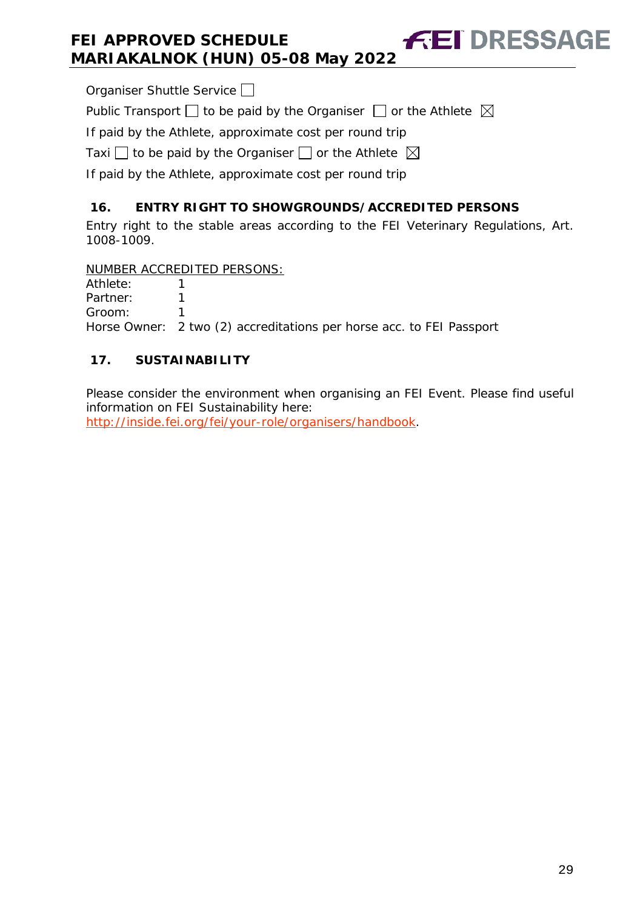Organiser Shuttle Service ☐

Public Transport ☐ to be paid by the Organiser ☐ or the Athlete ☒

If paid by the Athlete, approximate cost per round trip

Taxi ☐ to be paid by the Organiser ☐ or the Athlete ☒

If paid by the Athlete, approximate cost per round trip

## 16. ENTRY RIGHT TO SHOWGROUNDS/ACCREDITED PERSONS

Entry right to the stable areas according to the FEI Veterinary Regulations, Art. 1008-1009.

NUMBER ACCREDITED PERSONS:

Athlete: 1
Partner: 1
Groom: 1
Horse Owner: 2 two (2) accreditations per horse acc. to FEI Passport

## 17. SUSTAINABILITY

Please consider the environment when organising an FEI Event. Please find useful information on FEI Sustainability here:
http://inside.fei.org/fei/your-role/organisers/handbook.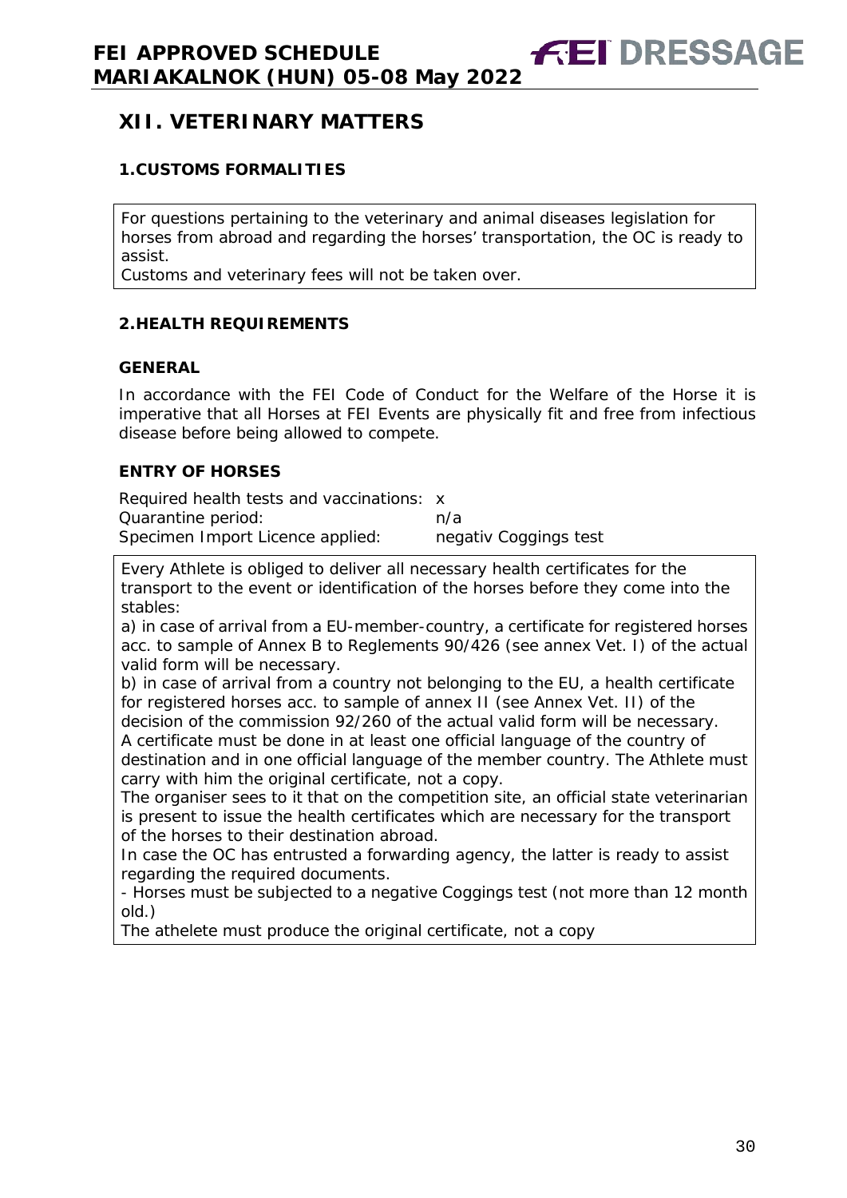## XII. VETERINARY MATTERS

### 1.CUSTOMS FORMALITIES

For questions pertaining to the veterinary and animal diseases legislation for horses from abroad and regarding the horses' transportation, the OC is ready to assist.
Customs and veterinary fees will not be taken over.

### 2.HEALTH REQUIREMENTS

#### GENERAL

In accordance with the FEI Code of Conduct for the Welfare of the Horse it is imperative that all Horses at FEI Events are physically fit and free from infectious disease before being allowed to compete.

#### ENTRY OF HORSES

| | |
|---|---|
| Required health tests and vaccinations: | x |
| Quarantine period: | n/a |
| Specimen Import Licence applied: | negativ Coggings test |

Every Athlete is obliged to deliver all necessary health certificates for the transport to the event or identification of the horses before they come into the stables:

a) in case of arrival from a EU-member-country, a certificate for registered horses acc. to sample of Annex B to Reglements 90/426 (see annex Vet. I) of the actual valid form will be necessary.

b) in case of arrival from a country not belonging to the EU, a health certificate for registered horses acc. to sample of annex II (see Annex Vet. II) of the decision of the commission 92/260 of the actual valid form will be necessary.

A certificate must be done in at least one official language of the country of destination and in one official language of the member country. The Athlete must carry with him the original certificate, not a copy.

The organiser sees to it that on the competition site, an official state veterinarian is present to issue the health certificates which are necessary for the transport of the horses to their destination abroad.

In case the OC has entrusted a forwarding agency, the latter is ready to assist regarding the required documents.

- Horses must be subjected to a negative Coggings test (not more than 12 month old.)

The athelete must produce the original certificate, not a copy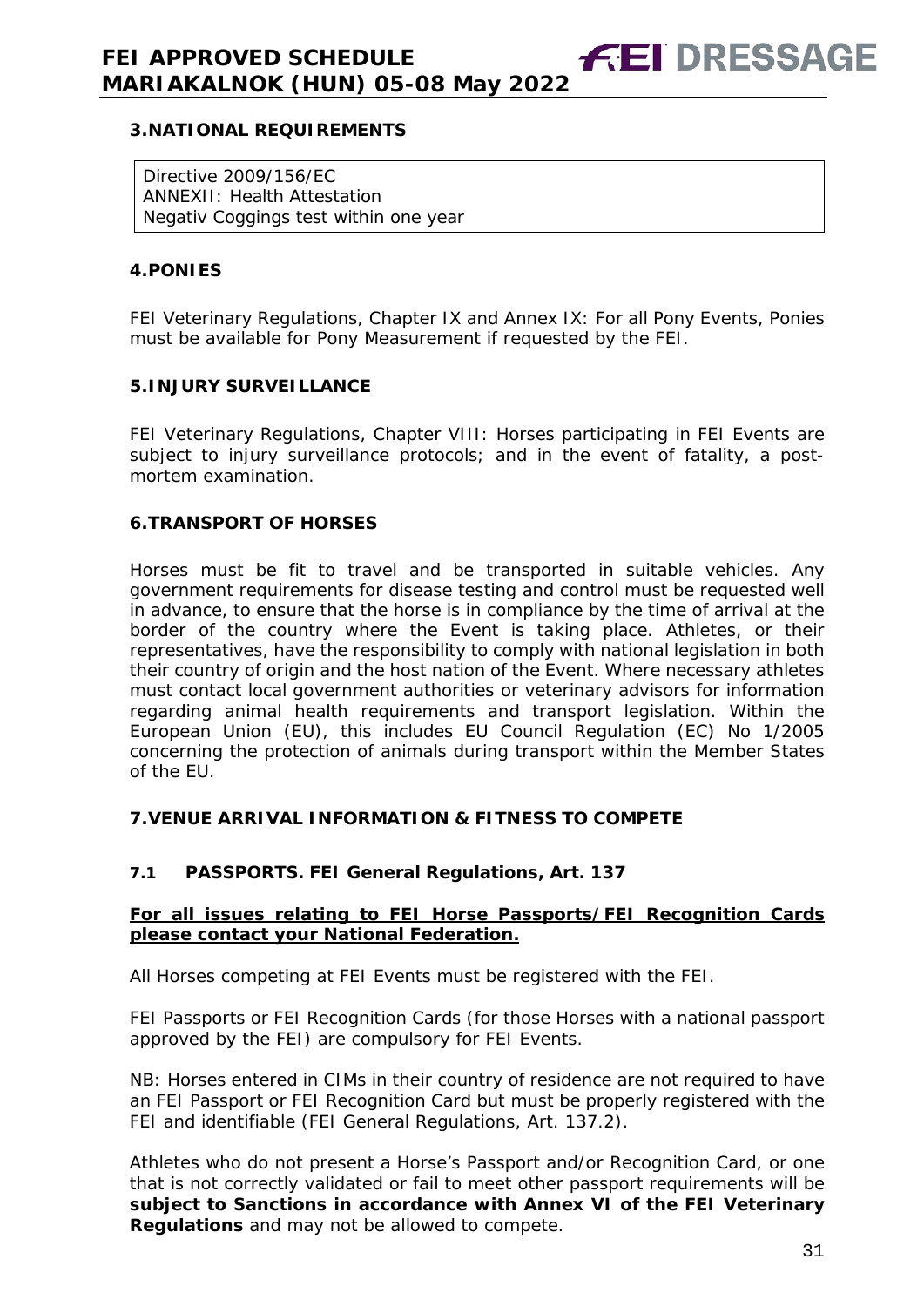## 3.NATIONAL REQUIREMENTS

Directive 2009/156/EC
ANNEXII: Health Attestation
Negativ Coggings test within one year

## 4.PONIES

FEI Veterinary Regulations, Chapter IX and Annex IX: For all Pony Events, Ponies must be available for Pony Measurement if requested by the FEI.

## 5.INJURY SURVEILLANCE

FEI Veterinary Regulations, Chapter VIII: Horses participating in FEI Events are subject to injury surveillance protocols; and in the event of fatality, a post-mortem examination.

## 6.TRANSPORT OF HORSES

Horses must be fit to travel and be transported in suitable vehicles. Any government requirements for disease testing and control must be requested well in advance, to ensure that the horse is in compliance by the time of arrival at the border of the country where the Event is taking place. Athletes, or their representatives, have the responsibility to comply with national legislation in both their country of origin and the host nation of the Event. Where necessary athletes must contact local government authorities or veterinary advisors for information regarding animal health requirements and transport legislation. Within the European Union (EU), this includes EU Council Regulation (EC) No 1/2005 concerning the protection of animals during transport within the Member States of the EU.

## 7.VENUE ARRIVAL INFORMATION & FITNESS TO COMPETE

### 7.1 PASSPORTS. FEI General Regulations, Art. 137

**For all issues relating to FEI Horse Passports/FEI Recognition Cards please contact your National Federation.**

All Horses competing at FEI Events must be registered with the FEI.

FEI Passports or FEI Recognition Cards (for those Horses with a national passport approved by the FEI) are compulsory for FEI Events.

NB: Horses entered in CIMs in their country of residence are not required to have an FEI Passport or FEI Recognition Card but must be properly registered with the FEI and identifiable (FEI General Regulations, Art. 137.2).

Athletes who do not present a Horse's Passport and/or Recognition Card, or one that is not correctly validated or fail to meet other passport requirements will be **subject to Sanctions in accordance with Annex VI of the FEI Veterinary Regulations** and may not be allowed to compete.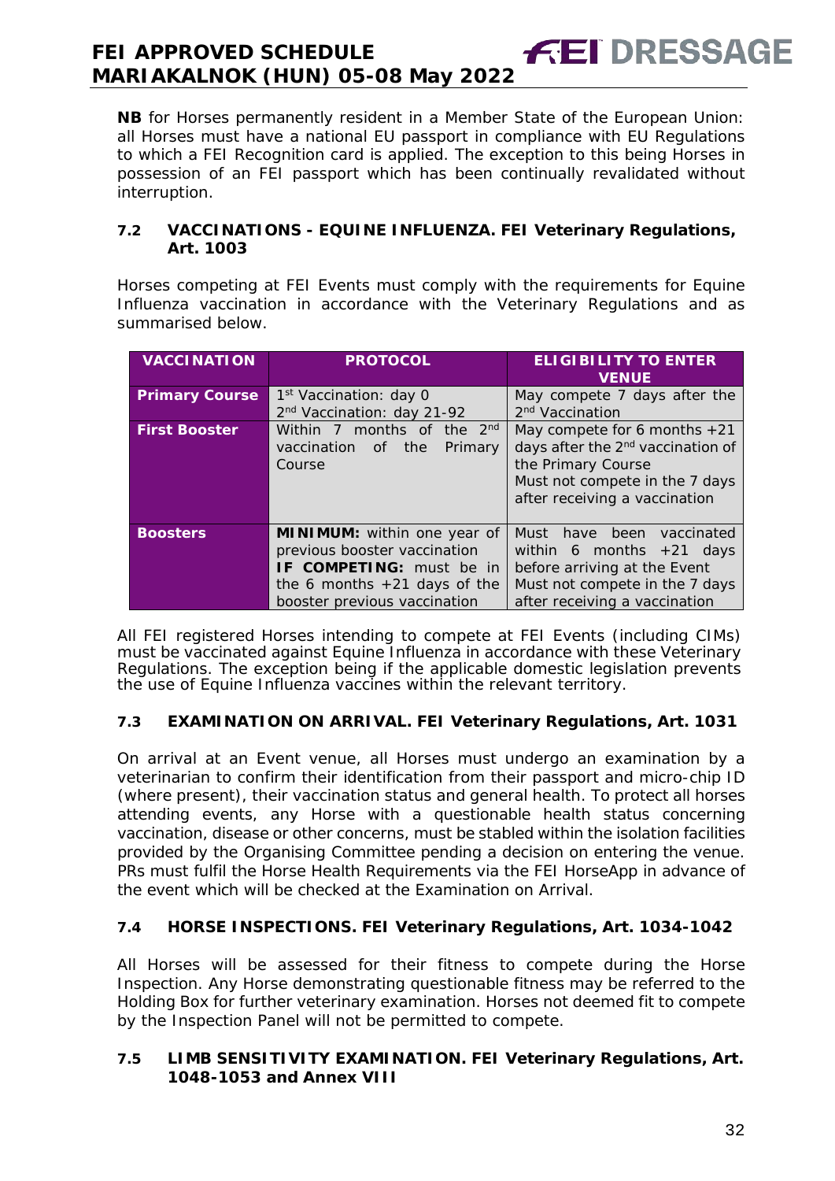**NB** for Horses permanently resident in a Member State of the European Union: all Horses must have a national EU passport in compliance with EU Regulations to which a FEI Recognition card is applied. The exception to this being Horses in possession of an FEI passport which has been continually revalidated without interruption.

### 7.2 VACCINATIONS - EQUINE INFLUENZA. FEI Veterinary Regulations, Art. 1003

Horses competing at FEI Events must comply with the requirements for Equine Influenza vaccination in accordance with the Veterinary Regulations and as summarised below.

| VACCINATION | PROTOCOL | ELIGIBILITY TO ENTER VENUE |
|---|---|---|
| **Primary Course** | 1st Vaccination: day 0<br>2nd Vaccination: day 21-92 | May compete 7 days after the 2nd Vaccination |
| **First Booster** | Within 7 months of the 2nd vaccination of the Primary Course | May compete for 6 months +21 days after the 2nd vaccination of the Primary Course<br>Must not compete in the 7 days after receiving a vaccination |
| **Boosters** | **MINIMUM:** within one year of previous booster vaccination<br>**IF COMPETING:** must be in the 6 months +21 days of the booster previous vaccination | Must have been vaccinated within 6 months +21 days before arriving at the Event<br>Must not compete in the 7 days after receiving a vaccination |

All FEI registered Horses intending to compete at FEI Events (including CIMs) must be vaccinated against Equine Influenza in accordance with these Veterinary Regulations. The exception being if the applicable domestic legislation prevents the use of Equine Influenza vaccines within the relevant territory.

### 7.3 EXAMINATION ON ARRIVAL. FEI Veterinary Regulations, Art. 1031

On arrival at an Event venue, all Horses must undergo an examination by a veterinarian to confirm their identification from their passport and micro-chip ID (where present), their vaccination status and general health. To protect all horses attending events, any Horse with a questionable health status concerning vaccination, disease or other concerns, must be stabled within the isolation facilities provided by the Organising Committee pending a decision on entering the venue. PRs must fulfil the Horse Health Requirements via the FEI HorseApp in advance of the event which will be checked at the Examination on Arrival.

### 7.4 HORSE INSPECTIONS. FEI Veterinary Regulations, Art. 1034-1042

All Horses will be assessed for their fitness to compete during the Horse Inspection. Any Horse demonstrating questionable fitness may be referred to the Holding Box for further veterinary examination. Horses not deemed fit to compete by the Inspection Panel will not be permitted to compete.

### 7.5 LIMB SENSITIVITY EXAMINATION. FEI Veterinary Regulations, Art. 1048-1053 and Annex VIII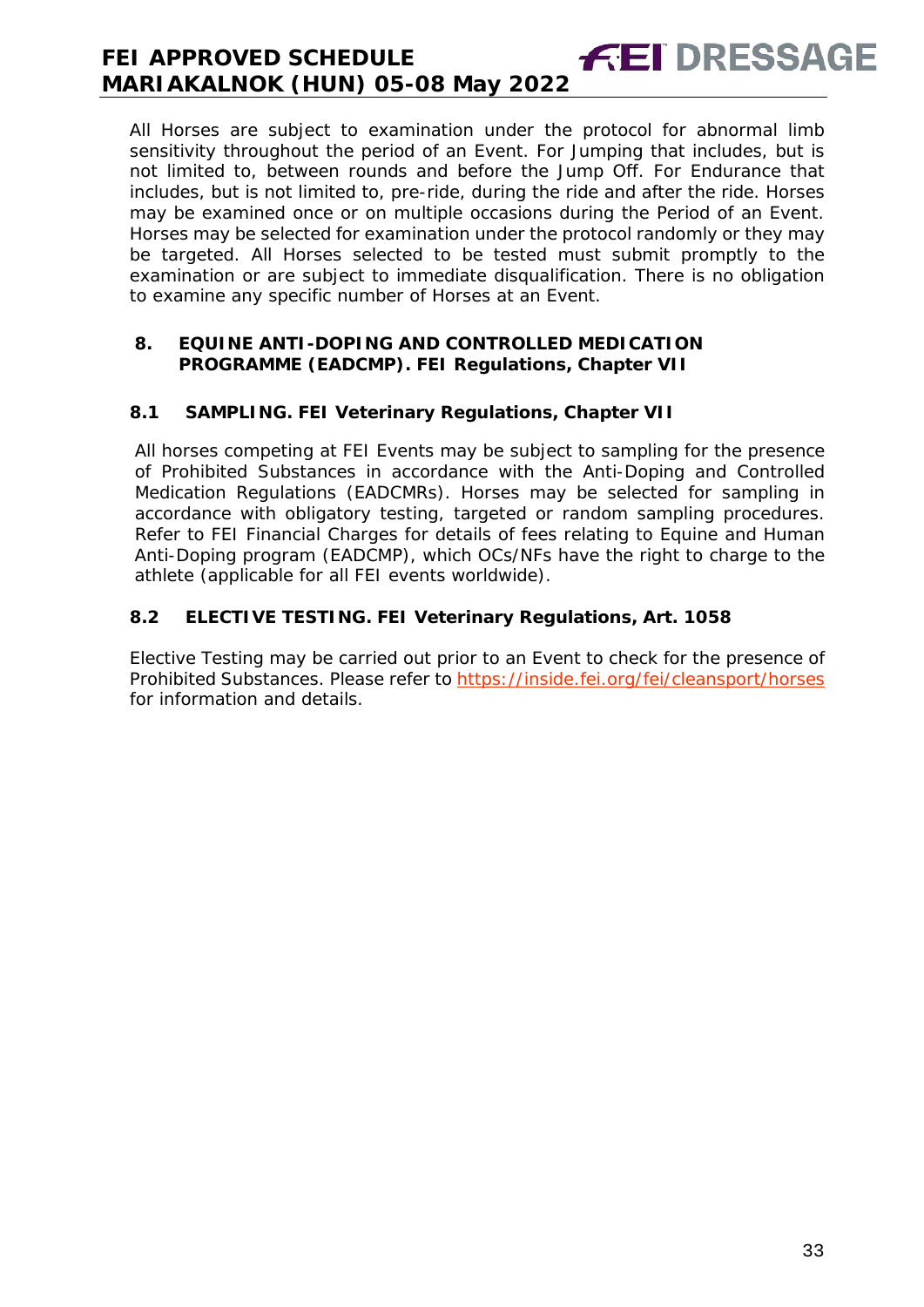All Horses are subject to examination under the protocol for abnormal limb sensitivity throughout the period of an Event. For Jumping that includes, but is not limited to, between rounds and before the Jump Off. For Endurance that includes, but is not limited to, pre-ride, during the ride and after the ride. Horses may be examined once or on multiple occasions during the Period of an Event. Horses may be selected for examination under the protocol randomly or they may be targeted. All Horses selected to be tested must submit promptly to the examination or are subject to immediate disqualification. There is no obligation to examine any specific number of Horses at an Event.

## 8. EQUINE ANTI-DOPING AND CONTROLLED MEDICATION PROGRAMME (EADCMP). FEI Regulations, Chapter VII

### 8.1 SAMPLING. FEI Veterinary Regulations, Chapter VII

All horses competing at FEI Events may be subject to sampling for the presence of Prohibited Substances in accordance with the Anti-Doping and Controlled Medication Regulations (EADCMRs). Horses may be selected for sampling in accordance with obligatory testing, targeted or random sampling procedures. Refer to FEI Financial Charges for details of fees relating to Equine and Human Anti-Doping program (EADCMP), which OCs/NFs have the right to charge to the athlete (applicable for all FEI events worldwide).

### 8.2 ELECTIVE TESTING. FEI Veterinary Regulations, Art. 1058

Elective Testing may be carried out prior to an Event to check for the presence of Prohibited Substances. Please refer to https://inside.fei.org/fei/cleansport/horses for information and details.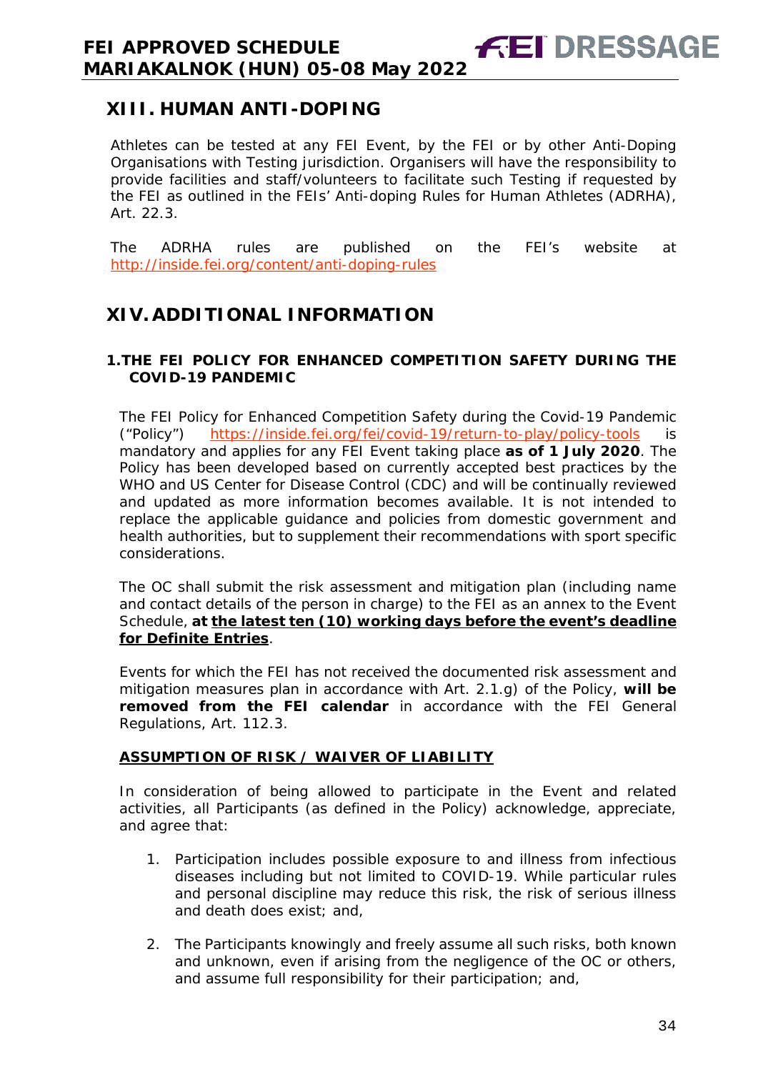## XIII. HUMAN ANTI-DOPING

Athletes can be tested at any FEI Event, by the FEI or by other Anti-Doping Organisations with Testing jurisdiction. Organisers will have the responsibility to provide facilities and staff/volunteers to facilitate such Testing if requested by the FEI as outlined in the FEIs' Anti-doping Rules for Human Athletes (ADRHA), Art. 22.3.

The ADRHA rules are published on the FEI's website at http://inside.fei.org/content/anti-doping-rules

## XIV. ADDITIONAL INFORMATION

### 1. THE FEI POLICY FOR ENHANCED COMPETITION SAFETY DURING THE COVID-19 PANDEMIC

The FEI Policy for Enhanced Competition Safety during the Covid-19 Pandemic ("Policy") https://inside.fei.org/fei/covid-19/return-to-play/policy-tools is mandatory and applies for any FEI Event taking place **as of 1 July 2020**. The Policy has been developed based on currently accepted best practices by the WHO and US Center for Disease Control (CDC) and will be continually reviewed and updated as more information becomes available. It is not intended to replace the applicable guidance and policies from domestic government and health authorities, but to supplement their recommendations with sport specific considerations.

The OC shall submit the risk assessment and mitigation plan (including name and contact details of the person in charge) to the FEI as an annex to the Event Schedule, **at <u>the latest ten (10) working days before the event's deadline for Definite Entries</u>**.

Events for which the FEI has not received the documented risk assessment and mitigation measures plan in accordance with Art. 2.1.g) of the Policy, **will be removed from the FEI calendar** in accordance with the FEI General Regulations, Art. 112.3.

**<u>ASSUMPTION OF RISK / WAIVER OF LIABILITY</u>**

In consideration of being allowed to participate in the Event and related activities, all Participants (as defined in the Policy) acknowledge, appreciate, and agree that:

1. Participation includes possible exposure to and illness from infectious diseases including but not limited to COVID-19. While particular rules and personal discipline may reduce this risk, the risk of serious illness and death does exist; and,

2. The Participants knowingly and freely assume all such risks, both known and unknown, even if arising from the negligence of the OC or others, and assume full responsibility for their participation; and,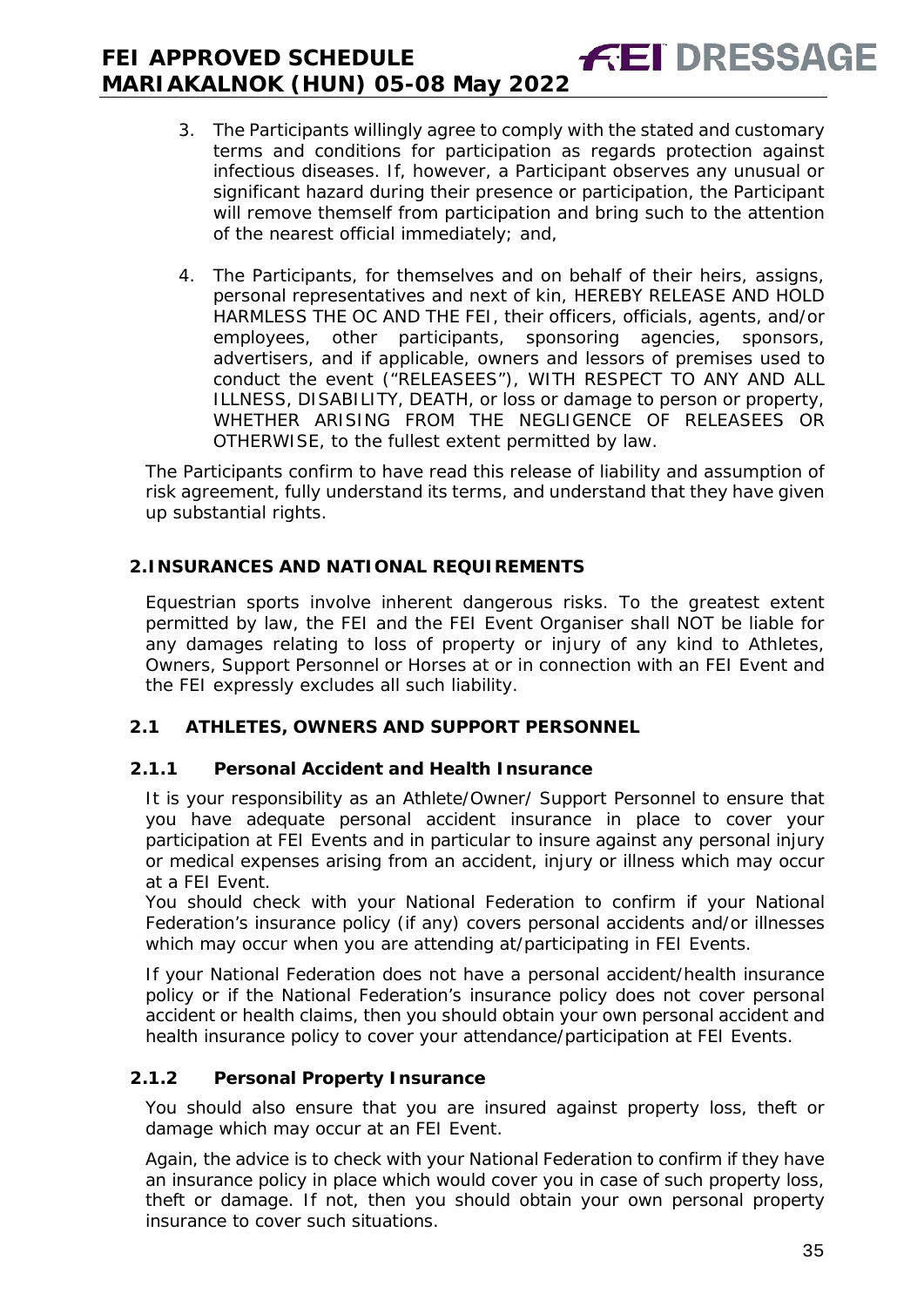3. The Participants willingly agree to comply with the stated and customary terms and conditions for participation as regards protection against infectious diseases. If, however, a Participant observes any unusual or significant hazard during their presence or participation, the Participant will remove themself from participation and bring such to the attention of the nearest official immediately; and,

4. The Participants, for themselves and on behalf of their heirs, assigns, personal representatives and next of kin, HEREBY RELEASE AND HOLD HARMLESS THE OC AND THE FEI, their officers, officials, agents, and/or employees, other participants, sponsoring agencies, sponsors, advertisers, and if applicable, owners and lessors of premises used to conduct the event ("RELEASEES"), WITH RESPECT TO ANY AND ALL ILLNESS, DISABILITY, DEATH, or loss or damage to person or property, WHETHER ARISING FROM THE NEGLIGENCE OF RELEASEES OR OTHERWISE, to the fullest extent permitted by law.

The Participants confirm to have read this release of liability and assumption of risk agreement, fully understand its terms, and understand that they have given up substantial rights.

## 2. INSURANCES AND NATIONAL REQUIREMENTS

Equestrian sports involve inherent dangerous risks. To the greatest extent permitted by law, the FEI and the FEI Event Organiser shall NOT be liable for any damages relating to loss of property or injury of any kind to Athletes, Owners, Support Personnel or Horses at or in connection with an FEI Event and the FEI expressly excludes all such liability.

### 2.1 ATHLETES, OWNERS AND SUPPORT PERSONNEL

#### 2.1.1 Personal Accident and Health Insurance

It is your responsibility as an Athlete/Owner/ Support Personnel to ensure that you have adequate personal accident insurance in place to cover your participation at FEI Events and in particular to insure against any personal injury or medical expenses arising from an accident, injury or illness which may occur at a FEI Event.
You should check with your National Federation to confirm if your National Federation's insurance policy (if any) covers personal accidents and/or illnesses which may occur when you are attending at/participating in FEI Events.

If your National Federation does not have a personal accident/health insurance policy or if the National Federation's insurance policy does not cover personal accident or health claims, then you should obtain your own personal accident and health insurance policy to cover your attendance/participation at FEI Events.

#### 2.1.2 Personal Property Insurance

You should also ensure that you are insured against property loss, theft or damage which may occur at an FEI Event.

Again, the advice is to check with your National Federation to confirm if they have an insurance policy in place which would cover you in case of such property loss, theft or damage. If not, then you should obtain your own personal property insurance to cover such situations.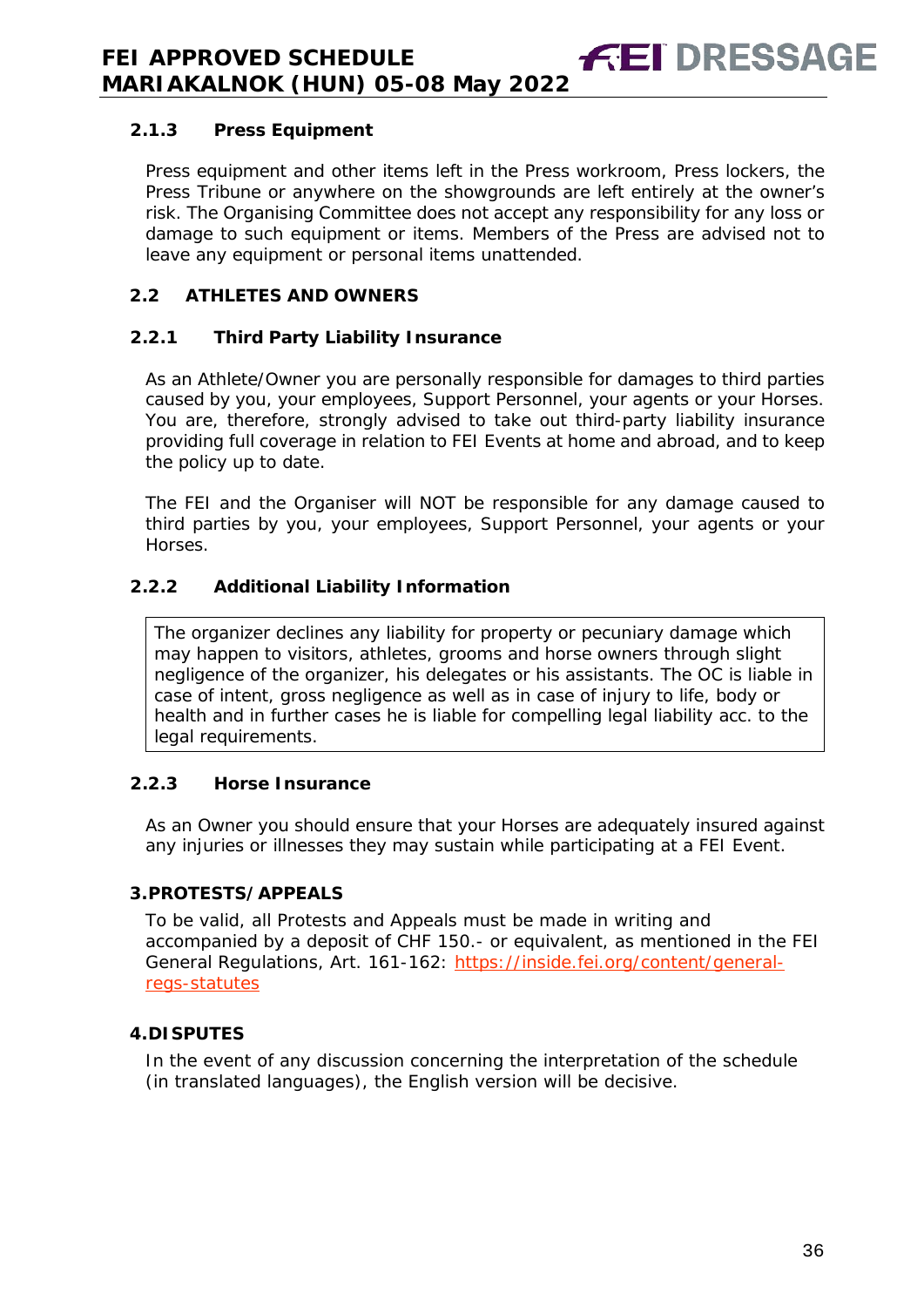### 2.1.3 Press Equipment

Press equipment and other items left in the Press workroom, Press lockers, the Press Tribune or anywhere on the showgrounds are left entirely at the owner's risk. The Organising Committee does not accept any responsibility for any loss or damage to such equipment or items. Members of the Press are advised not to leave any equipment or personal items unattended.

## 2.2 ATHLETES AND OWNERS

### 2.2.1 Third Party Liability Insurance

As an Athlete/Owner you are personally responsible for damages to third parties caused by you, your employees, Support Personnel, your agents or your Horses. You are, therefore, strongly advised to take out third-party liability insurance providing full coverage in relation to FEI Events at home and abroad, and to keep the policy up to date.

The FEI and the Organiser will NOT be responsible for any damage caused to third parties by you, your employees, Support Personnel, your agents or your Horses.

### 2.2.2 Additional Liability Information

The organizer declines any liability for property or pecuniary damage which may happen to visitors, athletes, grooms and horse owners through slight negligence of the organizer, his delegates or his assistants. The OC is liable in case of intent, gross negligence as well as in case of injury to life, body or health and in further cases he is liable for compelling legal liability acc. to the legal requirements.

### 2.2.3 Horse Insurance

As an Owner you should ensure that your Horses are adequately insured against any injuries or illnesses they may sustain while participating at a FEI Event.

## 3. PROTESTS/APPEALS

To be valid, all Protests and Appeals must be made in writing and accompanied by a deposit of CHF 150.- or equivalent, as mentioned in the FEI General Regulations, Art. 161-162: [https://inside.fei.org/content/general-regs-statutes](https://inside.fei.org/content/general-regs-statutes)

## 4. DISPUTES

In the event of any discussion concerning the interpretation of the schedule (in translated languages), the English version will be decisive.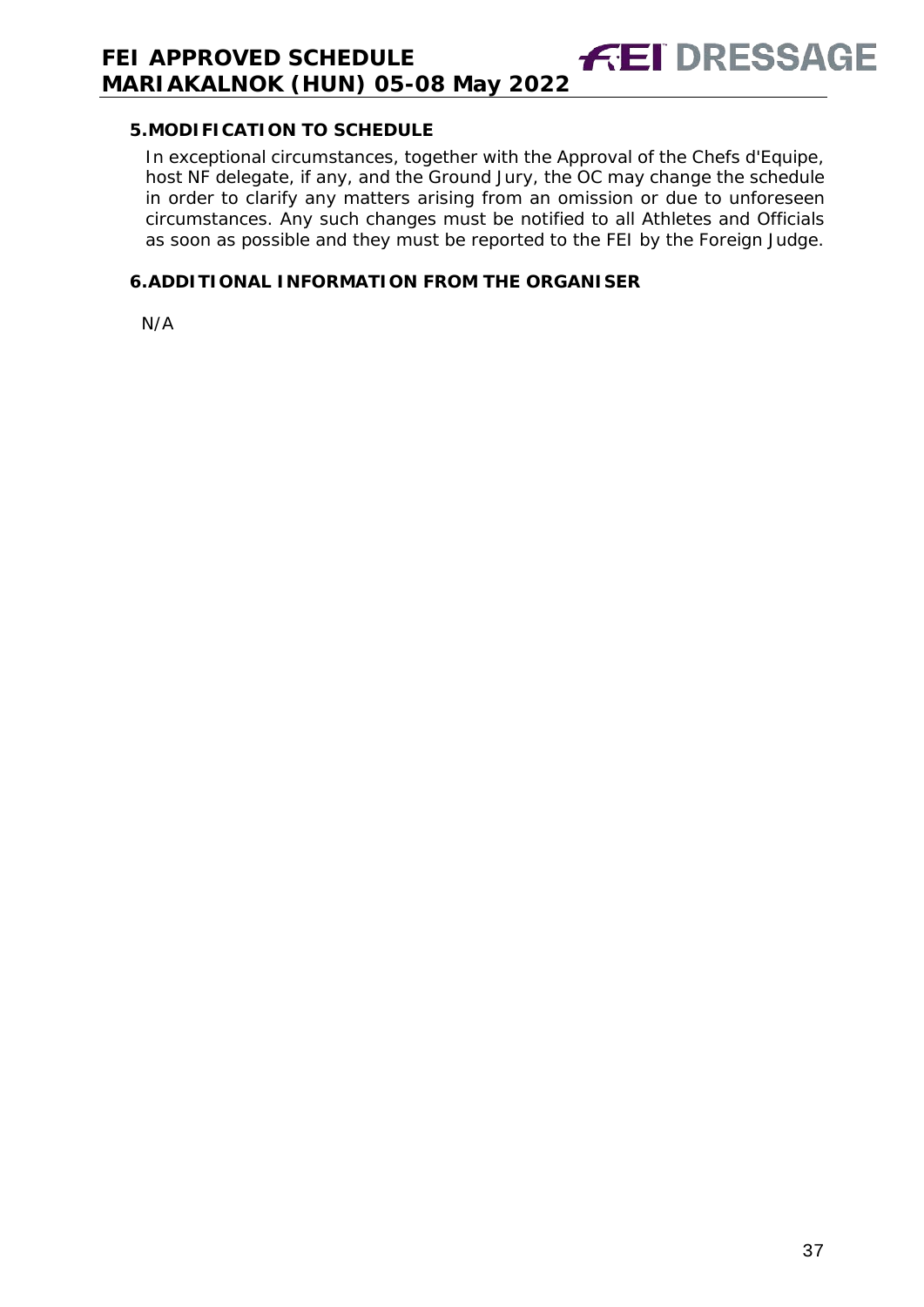## 5. MODIFICATION TO SCHEDULE

In exceptional circumstances, together with the Approval of the Chefs d'Equipe, host NF delegate, if any, and the Ground Jury, the OC may change the schedule in order to clarify any matters arising from an omission or due to unforeseen circumstances. Any such changes must be notified to all Athletes and Officials as soon as possible and they must be reported to the FEI by the Foreign Judge.

## 6. ADDITIONAL INFORMATION FROM THE ORGANISER

N/A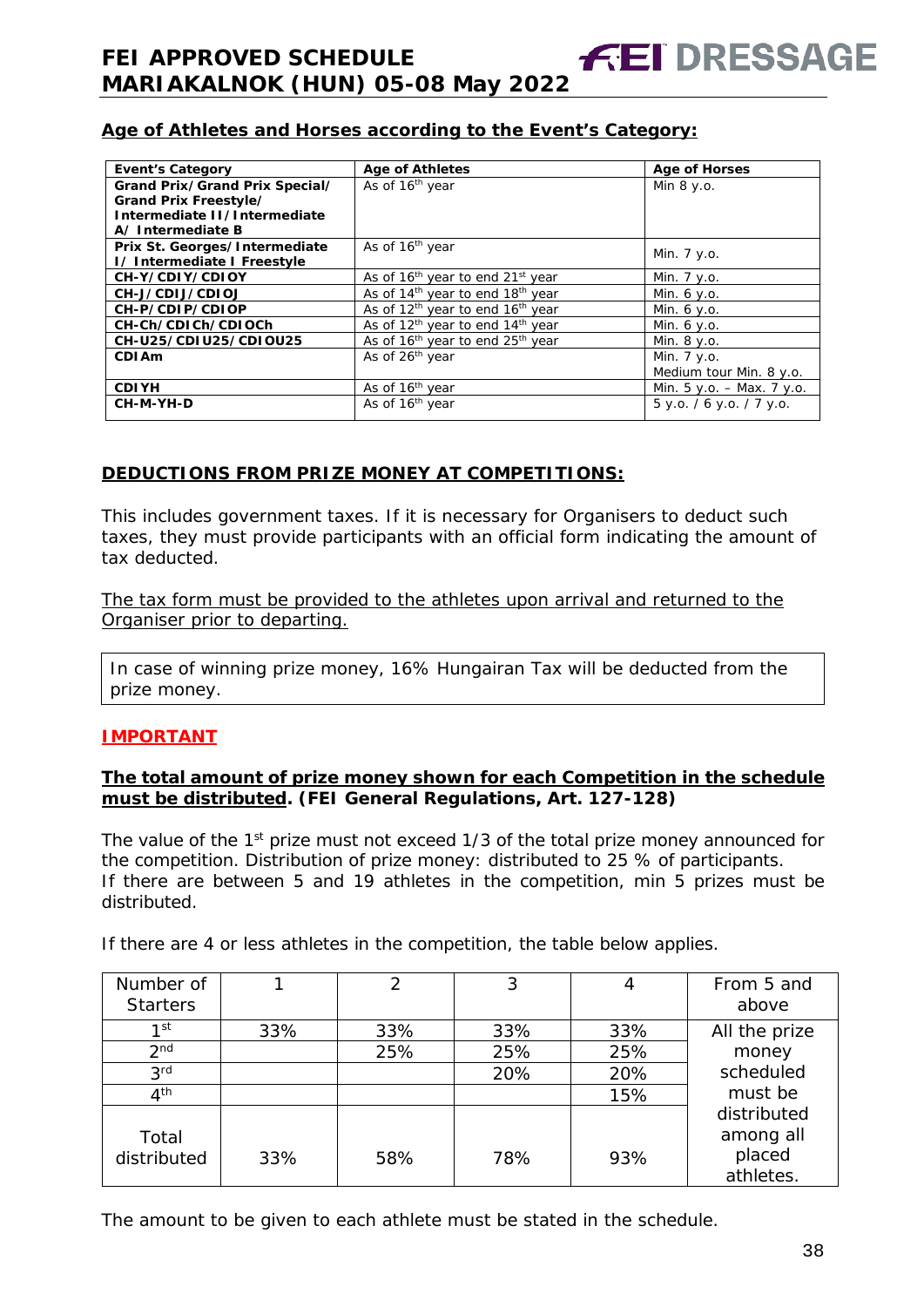## Age of Athletes and Horses according to the Event's Category:

| Event's Category | Age of Athletes | Age of Horses |
|---|---|---|
| **Grand Prix/Grand Prix Special/ Grand Prix Freestyle/ Intermediate II/Intermediate A/ Intermediate B** | As of 16th year | Min 8 y.o. |
| **Prix St. Georges/Intermediate I/ Intermediate I Freestyle** | As of 16th year | Min. 7 y.o. |
| **CH-Y/CDIY/CDIOY** | As of 16th year to end 21st year | Min. 7 y.o. |
| **CH-J/CDIJ/CDIOJ** | As of 14th year to end 18th year | Min. 6 y.o. |
| **CH-P/CDIP/CDIOP** | As of 12th year to end 16th year | Min. 6 y.o. |
| **CH-Ch/CDICh/CDIOCh** | As of 12th year to end 14th year | Min. 6 y.o. |
| **CH-U25/CDIU25/CDIOU25** | As of 16th year to end 25th year | Min. 8 y.o. |
| **CDIAm** | As of 26th year | Min. 7 y.o. Medium tour Min. 8 y.o. |
| **CDIYH** | As of 16th year | Min. 5 y.o. – Max. 7 y.o. |
| **CH-M-YH-D** | As of 16th year | 5 y.o. / 6 y.o. / 7 y.o. |

## DEDUCTIONS FROM PRIZE MONEY AT COMPETITIONS:

This includes government taxes. If it is necessary for Organisers to deduct such taxes, they must provide participants with an official form indicating the amount of tax deducted.

The tax form must be provided to the athletes upon arrival and returned to the Organiser prior to departing.

In case of winning prize money, 16% Hungairan Tax will be deducted from the prize money.

## IMPORTANT

**The total amount of prize money shown for each Competition in the schedule must be distributed. (FEI General Regulations, Art. 127-128)**

The value of the 1st prize must not exceed 1/3 of the total prize money announced for the competition. Distribution of prize money: distributed to 25 % of participants.
If there are between 5 and 19 athletes in the competition, min 5 prizes must be distributed.

If there are 4 or less athletes in the competition, the table below applies.

| Number of Starters | 1 | 2 | 3 | 4 | From 5 and above |
|---|---|---|---|---|---|
| 1st | 33% | 33% | 33% | 33% | All the prize money scheduled must be distributed among all placed athletes. |
| 2nd | | 25% | 25% | 25% | |
| 3rd | | | 20% | 20% | |
| 4th | | | | 15% | |
| Total distributed | 33% | 58% | 78% | 93% | |

The amount to be given to each athlete must be stated in the schedule.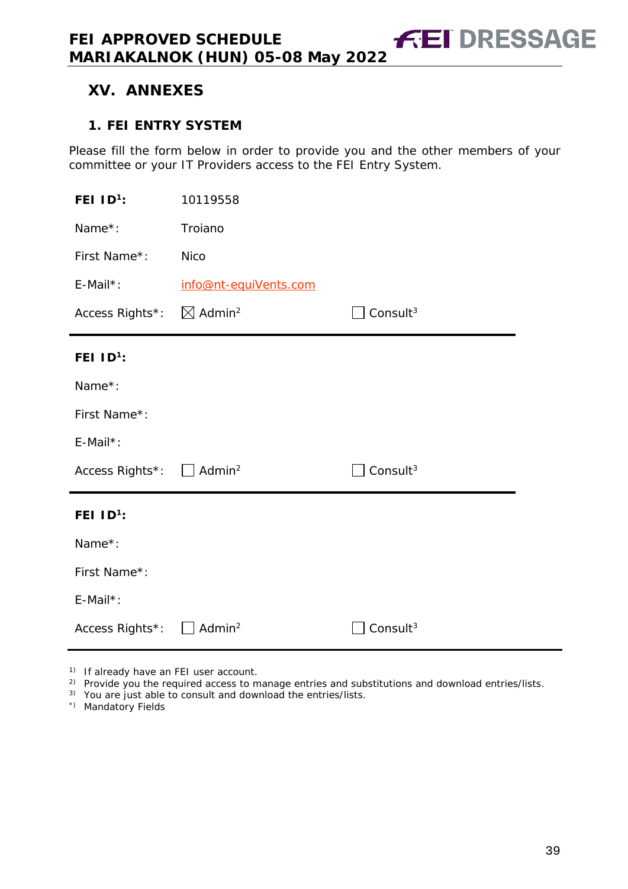## XV. ANNEXES

### 1. FEI ENTRY SYSTEM

Please fill the form below in order to provide you and the other members of your committee or your IT Providers access to the FEI Entry System.

**FEI ID[1]:** 10119558

Name*: Troiano

First Name*: Nico

E-Mail*: info@nt-equiVents.com

Access Rights*: ☒ Admin[2] ☐ Consult[3]

---

**FEI ID[1]:**

Name*:

First Name*:

E-Mail*:

Access Rights*: ☐ Admin[2] ☐ Consult[3]

---

**FEI ID[1]:**

Name*:

First Name*:

E-Mail*:

Access Rights*: ☐ Admin[2] ☐ Consult[3]

---

1) If already have an FEI user account.
2) Provide you the required access to manage entries and substitutions and download entries/lists.
3) You are just able to consult and download the entries/lists.
*) Mandatory Fields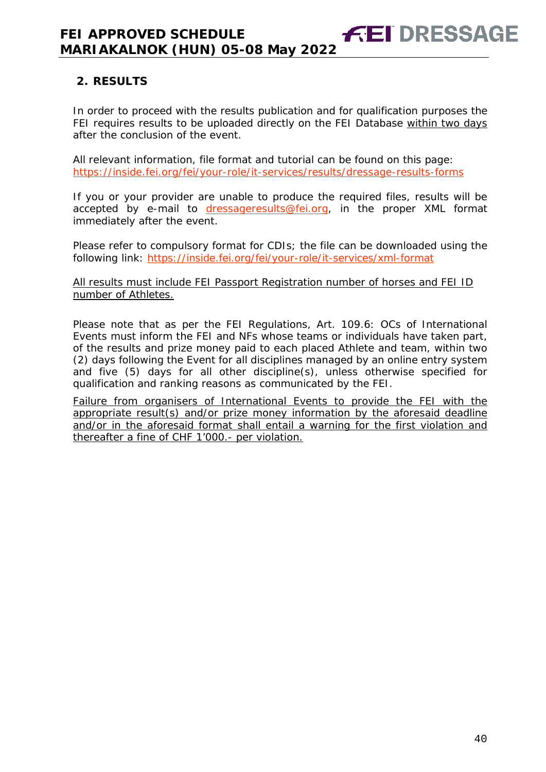## 2. RESULTS

In order to proceed with the results publication and for qualification purposes the FEI requires results to be uploaded directly on the FEI Database within two days after the conclusion of the event.

All relevant information, file format and tutorial can be found on this page: https://inside.fei.org/fei/your-role/it-services/results/dressage-results-forms

If you or your provider are unable to produce the required files, results will be accepted by e-mail to dressageresults@fei.org, in the proper XML format immediately after the event.

Please refer to compulsory format for CDIs; the file can be downloaded using the following link: https://inside.fei.org/fei/your-role/it-services/xml-format

All results must include FEI Passport Registration number of horses and FEI ID number of Athletes.

Please note that as per the FEI Regulations, Art. 109.6: OCs of International Events must inform the FEI and NFs whose teams or individuals have taken part, of the results and prize money paid to each placed Athlete and team, within two (2) days following the Event for all disciplines managed by an online entry system and five (5) days for all other discipline(s), unless otherwise specified for qualification and ranking reasons as communicated by the FEI.

Failure from organisers of International Events to provide the FEI with the appropriate result(s) and/or prize money information by the aforesaid deadline and/or in the aforesaid format shall entail a warning for the first violation and thereafter a fine of CHF 1'000.- per violation.